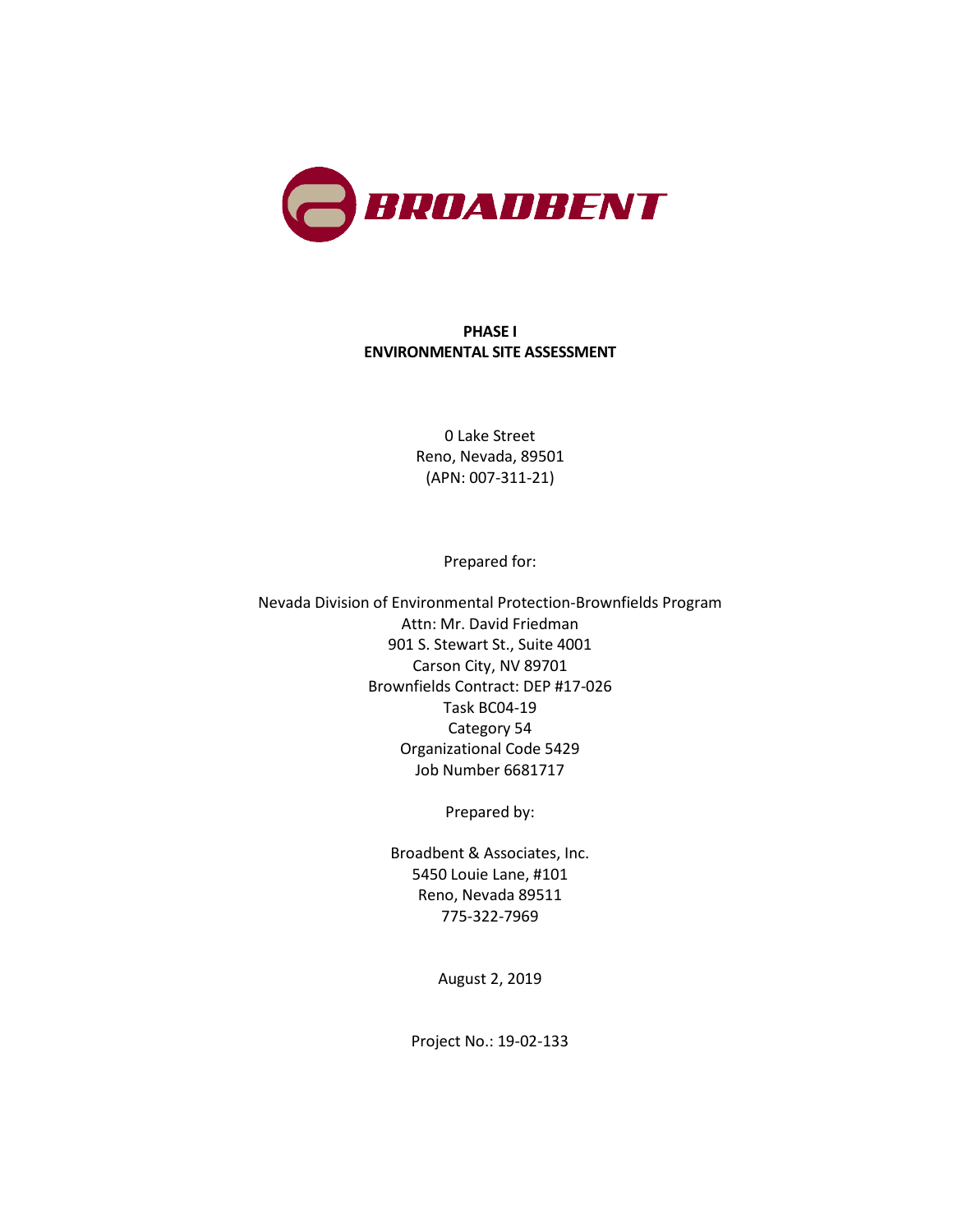BROADBENT

# PHASE I
# ENVIRONMENTAL SITE ASSESSMENT

0 Lake Street
Reno, Nevada, 89501
(APN: 007-311-21)

Prepared for:

Nevada Division of Environmental Protection-Brownfields Program
Attn: Mr. David Friedman
901 S. Stewart St., Suite 4001
Carson City, NV 89701
Brownfields Contract: DEP #17-026
Task BC04-19
Category 54
Organizational Code 5429
Job Number 6681717

Prepared by:

Broadbent & Associates, Inc.
5450 Louie Lane, #101
Reno, Nevada 89511
775-322-7969

August 2, 2019

Project No.: 19-02-133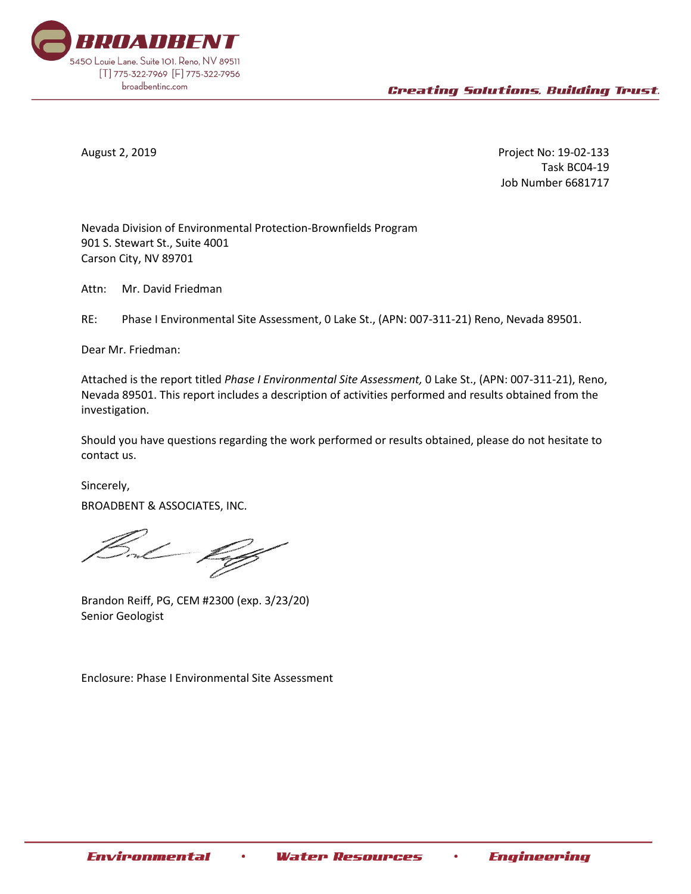**BROADBENT**

5450 Louie Lane. Suite 101. Reno, NV 89511
[T] 775-322-7969 [F] 775-322-7956
broadbentinc.com

*Creating Solutions, Building Trust.*

August 2, 2019

Project No: 19-02-133
Task BC04-19
Job Number 6681717

Nevada Division of Environmental Protection-Brownfields Program
901 S. Stewart St., Suite 4001
Carson City, NV 89701

Attn: Mr. David Friedman

RE: Phase I Environmental Site Assessment, 0 Lake St., (APN: 007-311-21) Reno, Nevada 89501.

Dear Mr. Friedman:

Attached is the report titled *Phase I Environmental Site Assessment,* 0 Lake St., (APN: 007-311-21), Reno, Nevada 89501. This report includes a description of activities performed and results obtained from the investigation.

Should you have questions regarding the work performed or results obtained, please do not hesitate to contact us.

Sincerely,

BROADBENT & ASSOCIATES, INC.

Brandon Reiff, PG, CEM #2300 (exp. 3/23/20)
Senior Geologist

Enclosure: Phase I Environmental Site Assessment

*Environmental* • *Water Resources* • *Engineering*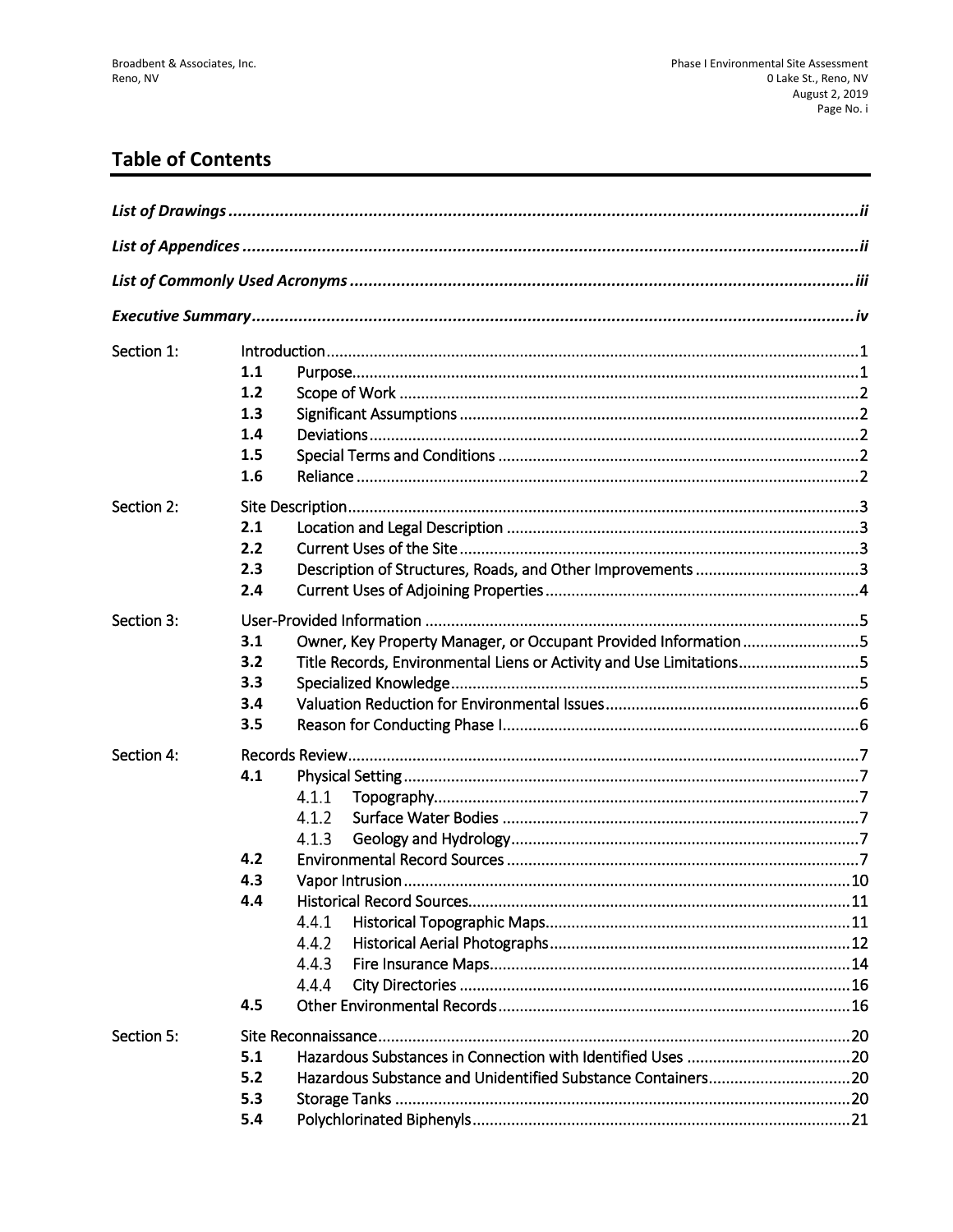## Table of Contents

***List of Drawings*** ...... ii

***List of Appendices*** ...... ii

***List of Commonly Used Acronyms*** ...... iii

***Executive Summary*** ...... iv

Section 1: Introduction ...... 1
- **1.1** Purpose ...... 1
- **1.2** Scope of Work ...... 2
- **1.3** Significant Assumptions ...... 2
- **1.4** Deviations ...... 2
- **1.5** Special Terms and Conditions ...... 2
- **1.6** Reliance ...... 2

Section 2: Site Description ...... 3
- **2.1** Location and Legal Description ...... 3
- **2.2** Current Uses of the Site ...... 3
- **2.3** Description of Structures, Roads, and Other Improvements ...... 3
- **2.4** Current Uses of Adjoining Properties ...... 4

Section 3: User-Provided Information ...... 5
- **3.1** Owner, Key Property Manager, or Occupant Provided Information ...... 5
- **3.2** Title Records, Environmental Liens or Activity and Use Limitations ...... 5
- **3.3** Specialized Knowledge ...... 5
- **3.4** Valuation Reduction for Environmental Issues ...... 6
- **3.5** Reason for Conducting Phase I ...... 6

Section 4: Records Review ...... 7
- **4.1** Physical Setting ...... 7
  - 4.1.1 Topography ...... 7
  - 4.1.2 Surface Water Bodies ...... 7
  - 4.1.3 Geology and Hydrology ...... 7
- **4.2** Environmental Record Sources ...... 7
- **4.3** Vapor Intrusion ...... 10
- **4.4** Historical Record Sources ...... 11
  - 4.4.1 Historical Topographic Maps ...... 11
  - 4.4.2 Historical Aerial Photographs ...... 12
  - 4.4.3 Fire Insurance Maps ...... 14
  - 4.4.4 City Directories ...... 16
- **4.5** Other Environmental Records ...... 16

Section 5: Site Reconnaissance ...... 20
- **5.1** Hazardous Substances in Connection with Identified Uses ...... 20
- **5.2** Hazardous Substance and Unidentified Substance Containers ...... 20
- **5.3** Storage Tanks ...... 20
- **5.4** Polychlorinated Biphenyls ...... 21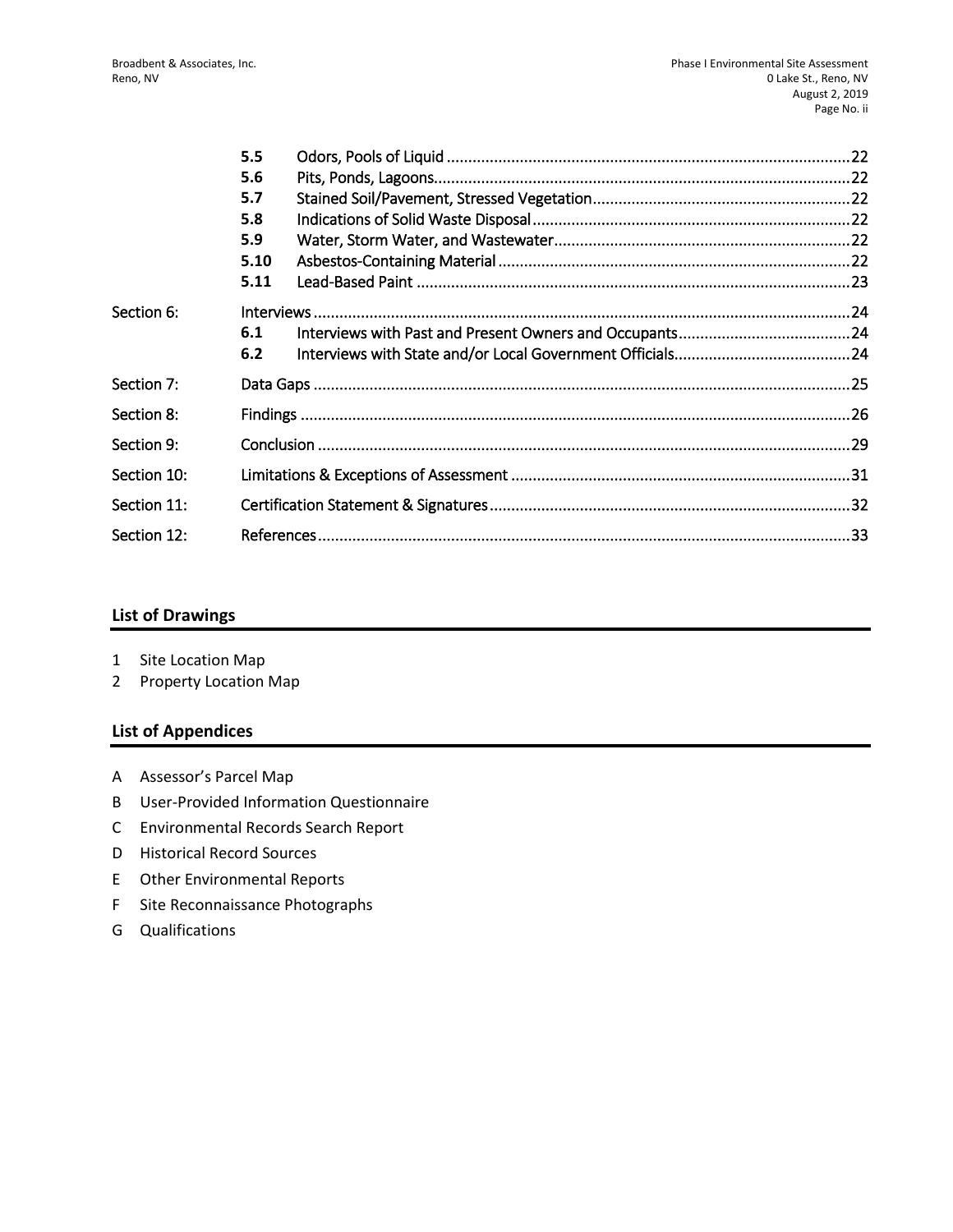| | | | |
|---|---|---|---|
| | **5.5** | Odors, Pools of Liquid | 22 |
| | **5.6** | Pits, Ponds, Lagoons | 22 |
| | **5.7** | Stained Soil/Pavement, Stressed Vegetation | 22 |
| | **5.8** | Indications of Solid Waste Disposal | 22 |
| | **5.9** | Water, Storm Water, and Wastewater | 22 |
| | **5.10** | Asbestos-Containing Material | 22 |
| | **5.11** | Lead-Based Paint | 23 |
| Section 6: | Interviews | | 24 |
| | **6.1** | Interviews with Past and Present Owners and Occupants | 24 |
| | **6.2** | Interviews with State and/or Local Government Officials | 24 |
| Section 7: | Data Gaps | | 25 |
| Section 8: | Findings | | 26 |
| Section 9: | Conclusion | | 29 |
| Section 10: | Limitations & Exceptions of Assessment | | 31 |
| Section 11: | Certification Statement & Signatures | | 32 |
| Section 12: | References | | 33 |

## List of Drawings

1 Site Location Map
2 Property Location Map

## List of Appendices

A Assessor's Parcel Map
B User-Provided Information Questionnaire
C Environmental Records Search Report
D Historical Record Sources
E Other Environmental Reports
F Site Reconnaissance Photographs
G Qualifications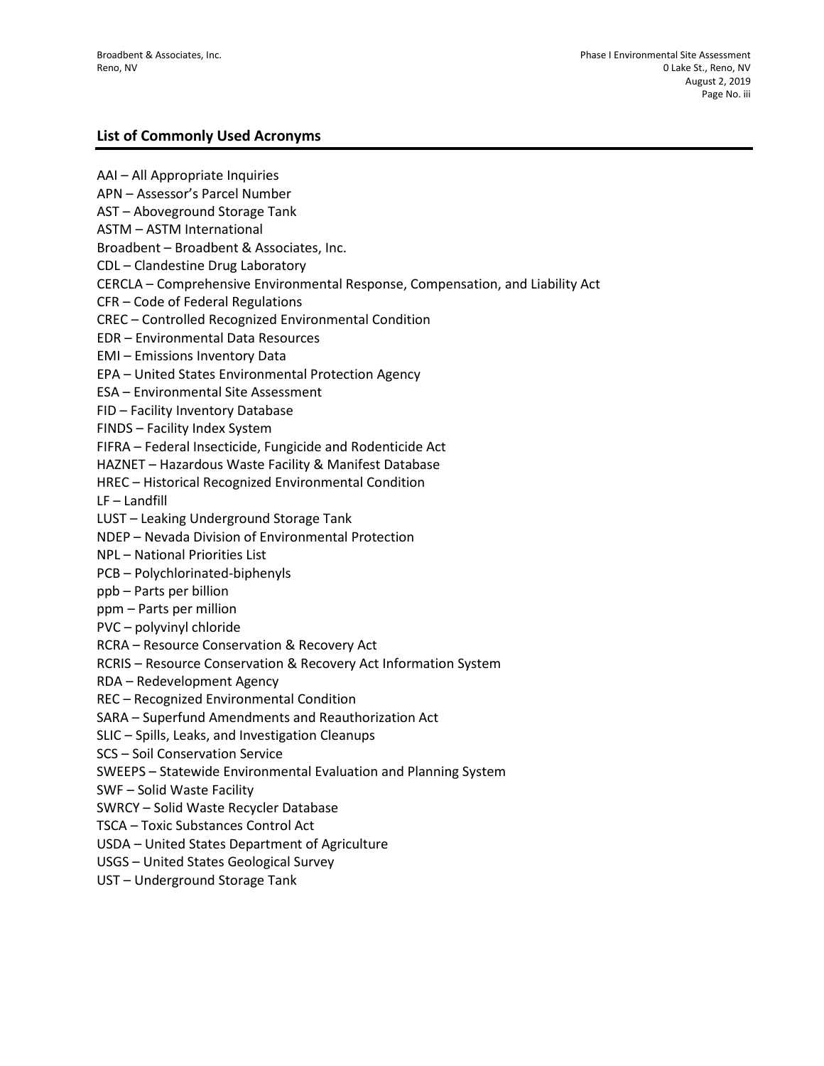## List of Commonly Used Acronyms

AAI – All Appropriate Inquiries
APN – Assessor's Parcel Number
AST – Aboveground Storage Tank
ASTM – ASTM International
Broadbent – Broadbent & Associates, Inc.
CDL – Clandestine Drug Laboratory
CERCLA – Comprehensive Environmental Response, Compensation, and Liability Act
CFR – Code of Federal Regulations
CREC – Controlled Recognized Environmental Condition
EDR – Environmental Data Resources
EMI – Emissions Inventory Data
EPA – United States Environmental Protection Agency
ESA – Environmental Site Assessment
FID – Facility Inventory Database
FINDS – Facility Index System
FIFRA – Federal Insecticide, Fungicide and Rodenticide Act
HAZNET – Hazardous Waste Facility & Manifest Database
HREC – Historical Recognized Environmental Condition
LF – Landfill
LUST – Leaking Underground Storage Tank
NDEP – Nevada Division of Environmental Protection
NPL – National Priorities List
PCB – Polychlorinated-biphenyls
ppb – Parts per billion
ppm – Parts per million
PVC – polyvinyl chloride
RCRA – Resource Conservation & Recovery Act
RCRIS – Resource Conservation & Recovery Act Information System
RDA – Redevelopment Agency
REC – Recognized Environmental Condition
SARA – Superfund Amendments and Reauthorization Act
SLIC – Spills, Leaks, and Investigation Cleanups
SCS – Soil Conservation Service
SWEEPS – Statewide Environmental Evaluation and Planning System
SWF – Solid Waste Facility
SWRCY – Solid Waste Recycler Database
TSCA – Toxic Substances Control Act
USDA – United States Department of Agriculture
USGS – United States Geological Survey
UST – Underground Storage Tank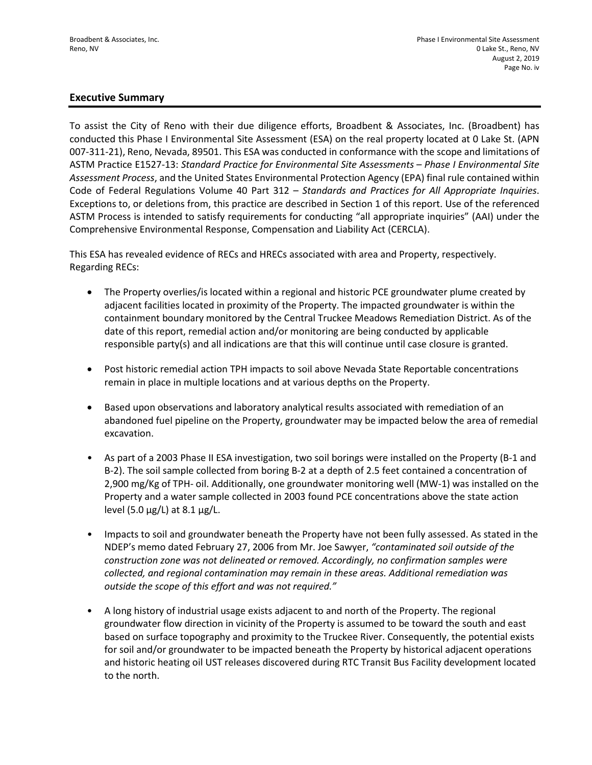## Executive Summary

To assist the City of Reno with their due diligence efforts, Broadbent & Associates, Inc. (Broadbent) has conducted this Phase I Environmental Site Assessment (ESA) on the real property located at 0 Lake St. (APN 007-311-21), Reno, Nevada, 89501. This ESA was conducted in conformance with the scope and limitations of ASTM Practice E1527-13: *Standard Practice for Environmental Site Assessments – Phase I Environmental Site Assessment Process*, and the United States Environmental Protection Agency (EPA) final rule contained within Code of Federal Regulations Volume 40 Part 312 – *Standards and Practices for All Appropriate Inquiries*. Exceptions to, or deletions from, this practice are described in Section 1 of this report. Use of the referenced ASTM Process is intended to satisfy requirements for conducting "all appropriate inquiries" (AAI) under the Comprehensive Environmental Response, Compensation and Liability Act (CERCLA).

This ESA has revealed evidence of RECs and HRECs associated with area and Property, respectively. Regarding RECs:

- The Property overlies/is located within a regional and historic PCE groundwater plume created by adjacent facilities located in proximity of the Property. The impacted groundwater is within the containment boundary monitored by the Central Truckee Meadows Remediation District. As of the date of this report, remedial action and/or monitoring are being conducted by applicable responsible party(s) and all indications are that this will continue until case closure is granted.
- Post historic remedial action TPH impacts to soil above Nevada State Reportable concentrations remain in place in multiple locations and at various depths on the Property.
- Based upon observations and laboratory analytical results associated with remediation of an abandoned fuel pipeline on the Property, groundwater may be impacted below the area of remedial excavation.
- As part of a 2003 Phase II ESA investigation, two soil borings were installed on the Property (B-1 and B-2). The soil sample collected from boring B-2 at a depth of 2.5 feet contained a concentration of 2,900 mg/Kg of TPH- oil. Additionally, one groundwater monitoring well (MW-1) was installed on the Property and a water sample collected in 2003 found PCE concentrations above the state action level (5.0 µg/L) at 8.1 µg/L.
- Impacts to soil and groundwater beneath the Property have not been fully assessed. As stated in the NDEP's memo dated February 27, 2006 from Mr. Joe Sawyer, *"contaminated soil outside of the construction zone was not delineated or removed. Accordingly, no confirmation samples were collected, and regional contamination may remain in these areas. Additional remediation was outside the scope of this effort and was not required."*
- A long history of industrial usage exists adjacent to and north of the Property. The regional groundwater flow direction in vicinity of the Property is assumed to be toward the south and east based on surface topography and proximity to the Truckee River. Consequently, the potential exists for soil and/or groundwater to be impacted beneath the Property by historical adjacent operations and historic heating oil UST releases discovered during RTC Transit Bus Facility development located to the north.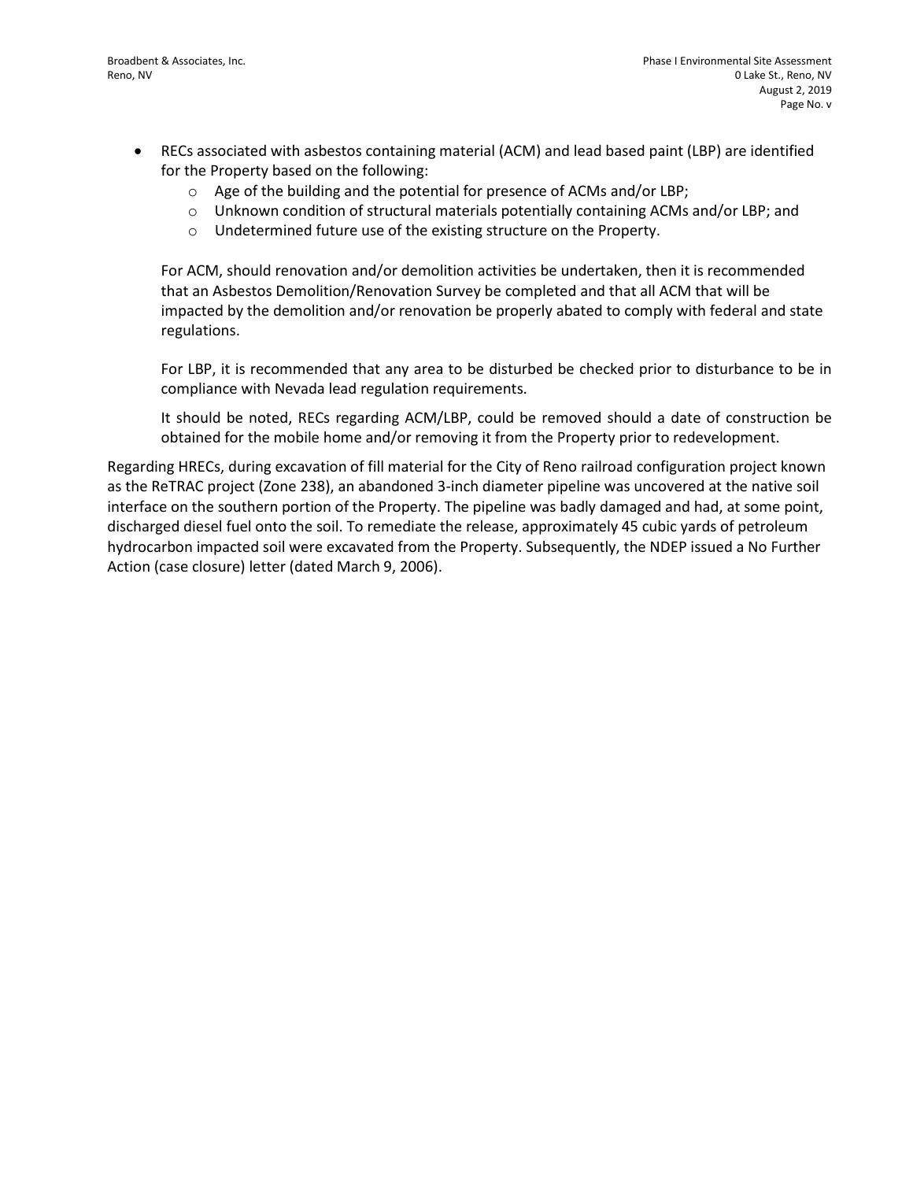- RECs associated with asbestos containing material (ACM) and lead based paint (LBP) are identified for the Property based on the following:
  - Age of the building and the potential for presence of ACMs and/or LBP;
  - Unknown condition of structural materials potentially containing ACMs and/or LBP; and
  - Undetermined future use of the existing structure on the Property.

  For ACM, should renovation and/or demolition activities be undertaken, then it is recommended that an Asbestos Demolition/Renovation Survey be completed and that all ACM that will be impacted by the demolition and/or renovation be properly abated to comply with federal and state regulations.

  For LBP, it is recommended that any area to be disturbed be checked prior to disturbance to be in compliance with Nevada lead regulation requirements.

  It should be noted, RECs regarding ACM/LBP, could be removed should a date of construction be obtained for the mobile home and/or removing it from the Property prior to redevelopment.

Regarding HRECs, during excavation of fill material for the City of Reno railroad configuration project known as the ReTRAC project (Zone 238), an abandoned 3-inch diameter pipeline was uncovered at the native soil interface on the southern portion of the Property. The pipeline was badly damaged and had, at some point, discharged diesel fuel onto the soil. To remediate the release, approximately 45 cubic yards of petroleum hydrocarbon impacted soil were excavated from the Property. Subsequently, the NDEP issued a No Further Action (case closure) letter (dated March 9, 2006).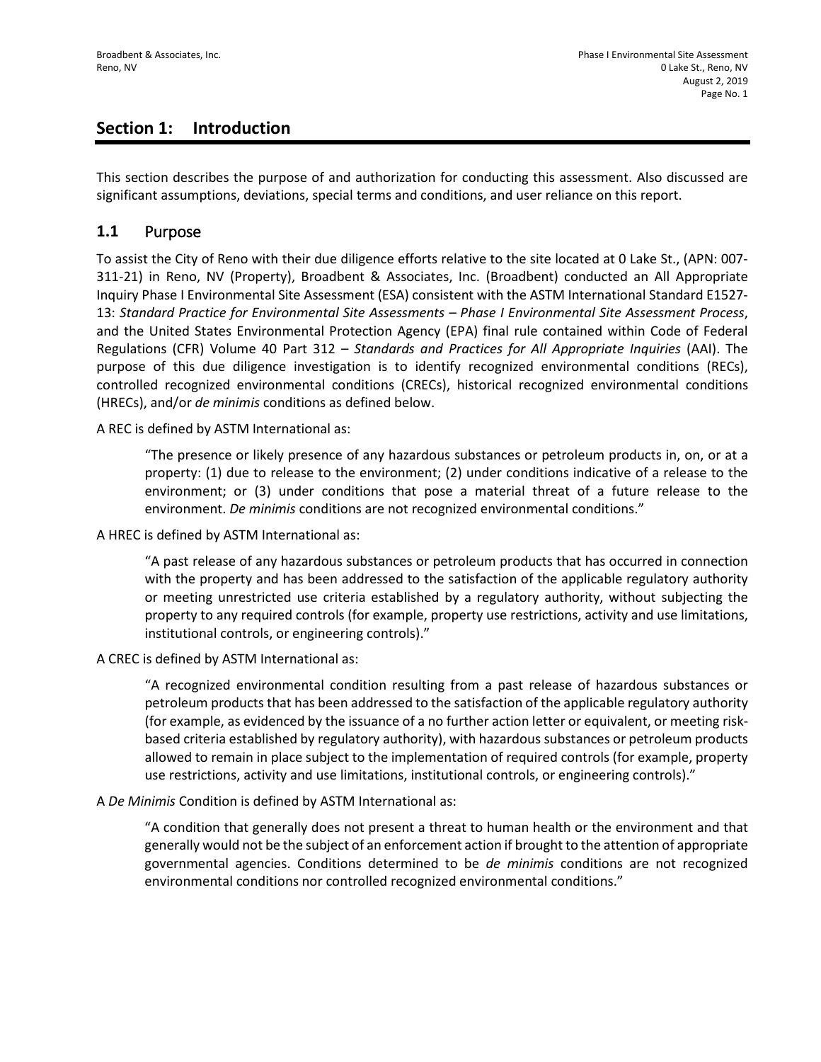# Section 1: Introduction

This section describes the purpose of and authorization for conducting this assessment. Also discussed are significant assumptions, deviations, special terms and conditions, and user reliance on this report.

## 1.1 Purpose

To assist the City of Reno with their due diligence efforts relative to the site located at 0 Lake St., (APN: 007-311-21) in Reno, NV (Property), Broadbent & Associates, Inc. (Broadbent) conducted an All Appropriate Inquiry Phase I Environmental Site Assessment (ESA) consistent with the ASTM International Standard E1527-13: *Standard Practice for Environmental Site Assessments – Phase I Environmental Site Assessment Process*, and the United States Environmental Protection Agency (EPA) final rule contained within Code of Federal Regulations (CFR) Volume 40 Part 312 – *Standards and Practices for All Appropriate Inquiries* (AAI). The purpose of this due diligence investigation is to identify recognized environmental conditions (RECs), controlled recognized environmental conditions (CRECs), historical recognized environmental conditions (HRECs), and/or *de minimis* conditions as defined below.

A REC is defined by ASTM International as:

> "The presence or likely presence of any hazardous substances or petroleum products in, on, or at a property: (1) due to release to the environment; (2) under conditions indicative of a release to the environment; or (3) under conditions that pose a material threat of a future release to the environment. *De minimis* conditions are not recognized environmental conditions."

A HREC is defined by ASTM International as:

> "A past release of any hazardous substances or petroleum products that has occurred in connection with the property and has been addressed to the satisfaction of the applicable regulatory authority or meeting unrestricted use criteria established by a regulatory authority, without subjecting the property to any required controls (for example, property use restrictions, activity and use limitations, institutional controls, or engineering controls)."

A CREC is defined by ASTM International as:

> "A recognized environmental condition resulting from a past release of hazardous substances or petroleum products that has been addressed to the satisfaction of the applicable regulatory authority (for example, as evidenced by the issuance of a no further action letter or equivalent, or meeting risk-based criteria established by regulatory authority), with hazardous substances or petroleum products allowed to remain in place subject to the implementation of required controls (for example, property use restrictions, activity and use limitations, institutional controls, or engineering controls)."

A *De Minimis* Condition is defined by ASTM International as:

> "A condition that generally does not present a threat to human health or the environment and that generally would not be the subject of an enforcement action if brought to the attention of appropriate governmental agencies. Conditions determined to be *de minimis* conditions are not recognized environmental conditions nor controlled recognized environmental conditions."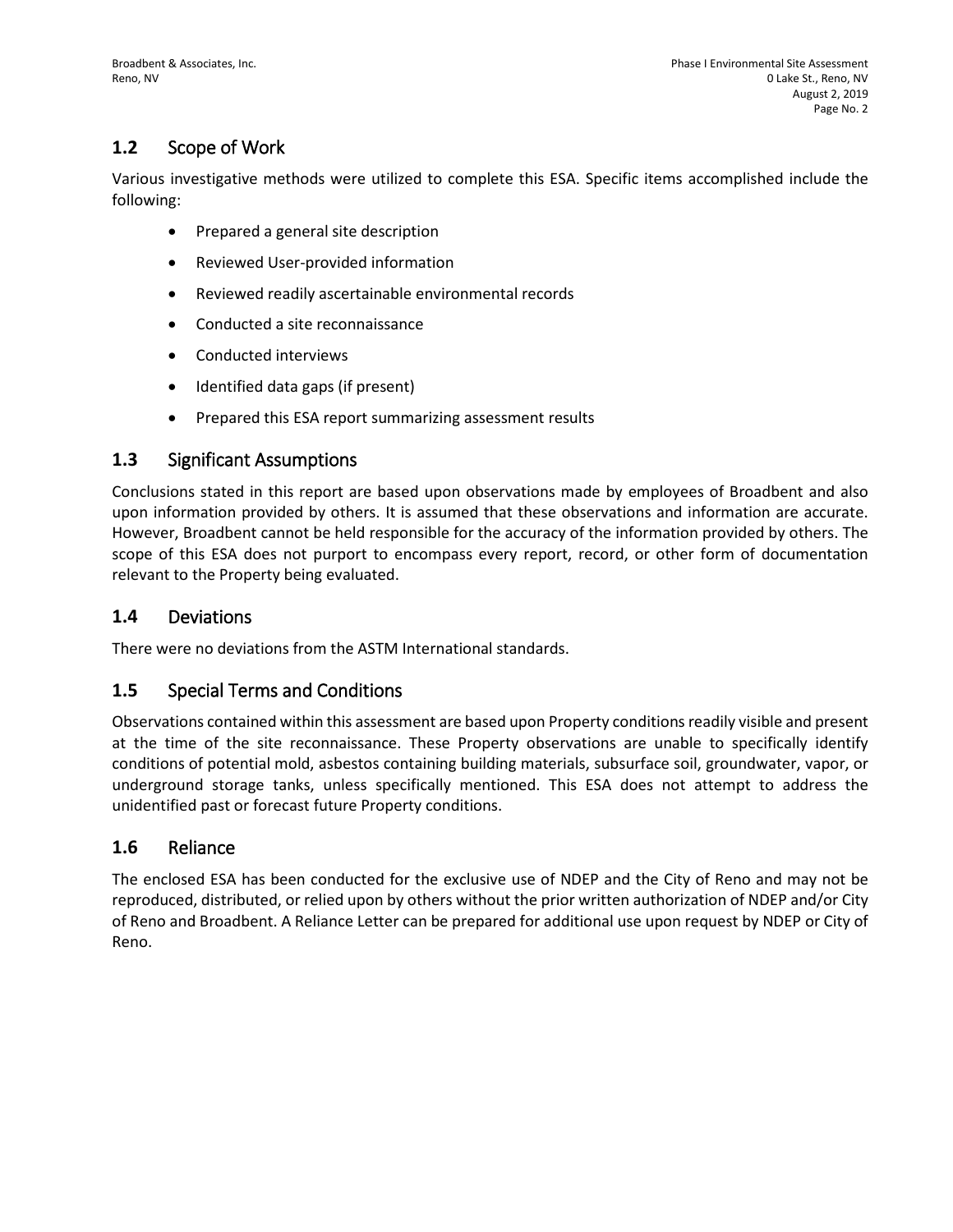## 1.2 Scope of Work

Various investigative methods were utilized to complete this ESA. Specific items accomplished include the following:

- Prepared a general site description
- Reviewed User-provided information
- Reviewed readily ascertainable environmental records
- Conducted a site reconnaissance
- Conducted interviews
- Identified data gaps (if present)
- Prepared this ESA report summarizing assessment results

## 1.3 Significant Assumptions

Conclusions stated in this report are based upon observations made by employees of Broadbent and also upon information provided by others. It is assumed that these observations and information are accurate. However, Broadbent cannot be held responsible for the accuracy of the information provided by others. The scope of this ESA does not purport to encompass every report, record, or other form of documentation relevant to the Property being evaluated.

## 1.4 Deviations

There were no deviations from the ASTM International standards.

## 1.5 Special Terms and Conditions

Observations contained within this assessment are based upon Property conditions readily visible and present at the time of the site reconnaissance. These Property observations are unable to specifically identify conditions of potential mold, asbestos containing building materials, subsurface soil, groundwater, vapor, or underground storage tanks, unless specifically mentioned. This ESA does not attempt to address the unidentified past or forecast future Property conditions.

## 1.6 Reliance

The enclosed ESA has been conducted for the exclusive use of NDEP and the City of Reno and may not be reproduced, distributed, or relied upon by others without the prior written authorization of NDEP and/or City of Reno and Broadbent. A Reliance Letter can be prepared for additional use upon request by NDEP or City of Reno.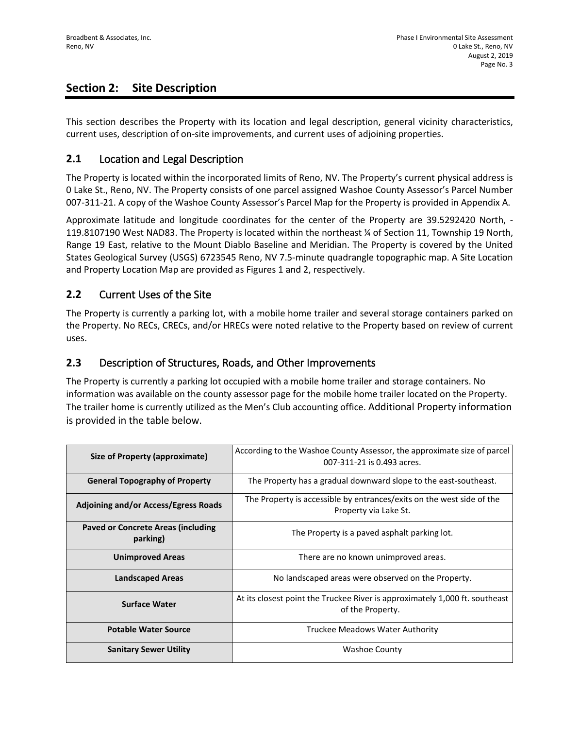## Section 2: Site Description

This section describes the Property with its location and legal description, general vicinity characteristics, current uses, description of on-site improvements, and current uses of adjoining properties.

### 2.1 Location and Legal Description

The Property is located within the incorporated limits of Reno, NV. The Property's current physical address is 0 Lake St., Reno, NV. The Property consists of one parcel assigned Washoe County Assessor's Parcel Number 007-311-21. A copy of the Washoe County Assessor's Parcel Map for the Property is provided in Appendix A.

Approximate latitude and longitude coordinates for the center of the Property are 39.5292420 North, -119.8107190 West NAD83. The Property is located within the northeast ¼ of Section 11, Township 19 North, Range 19 East, relative to the Mount Diablo Baseline and Meridian. The Property is covered by the United States Geological Survey (USGS) 6723545 Reno, NV 7.5-minute quadrangle topographic map. A Site Location and Property Location Map are provided as Figures 1 and 2, respectively.

### 2.2 Current Uses of the Site

The Property is currently a parking lot, with a mobile home trailer and several storage containers parked on the Property. No RECs, CRECs, and/or HRECs were noted relative to the Property based on review of current uses.

### 2.3 Description of Structures, Roads, and Other Improvements

The Property is currently a parking lot occupied with a mobile home trailer and storage containers. No information was available on the county assessor page for the mobile home trailer located on the Property. The trailer home is currently utilized as the Men's Club accounting office. Additional Property information is provided in the table below.

| | |
|---|---|
| **Size of Property (approximate)** | According to the Washoe County Assessor, the approximate size of parcel 007-311-21 is 0.493 acres. |
| **General Topography of Property** | The Property has a gradual downward slope to the east-southeast. |
| **Adjoining and/or Access/Egress Roads** | The Property is accessible by entrances/exits on the west side of the Property via Lake St. |
| **Paved or Concrete Areas (including parking)** | The Property is a paved asphalt parking lot. |
| **Unimproved Areas** | There are no known unimproved areas. |
| **Landscaped Areas** | No landscaped areas were observed on the Property. |
| **Surface Water** | At its closest point the Truckee River is approximately 1,000 ft. southeast of the Property. |
| **Potable Water Source** | Truckee Meadows Water Authority |
| **Sanitary Sewer Utility** | Washoe County |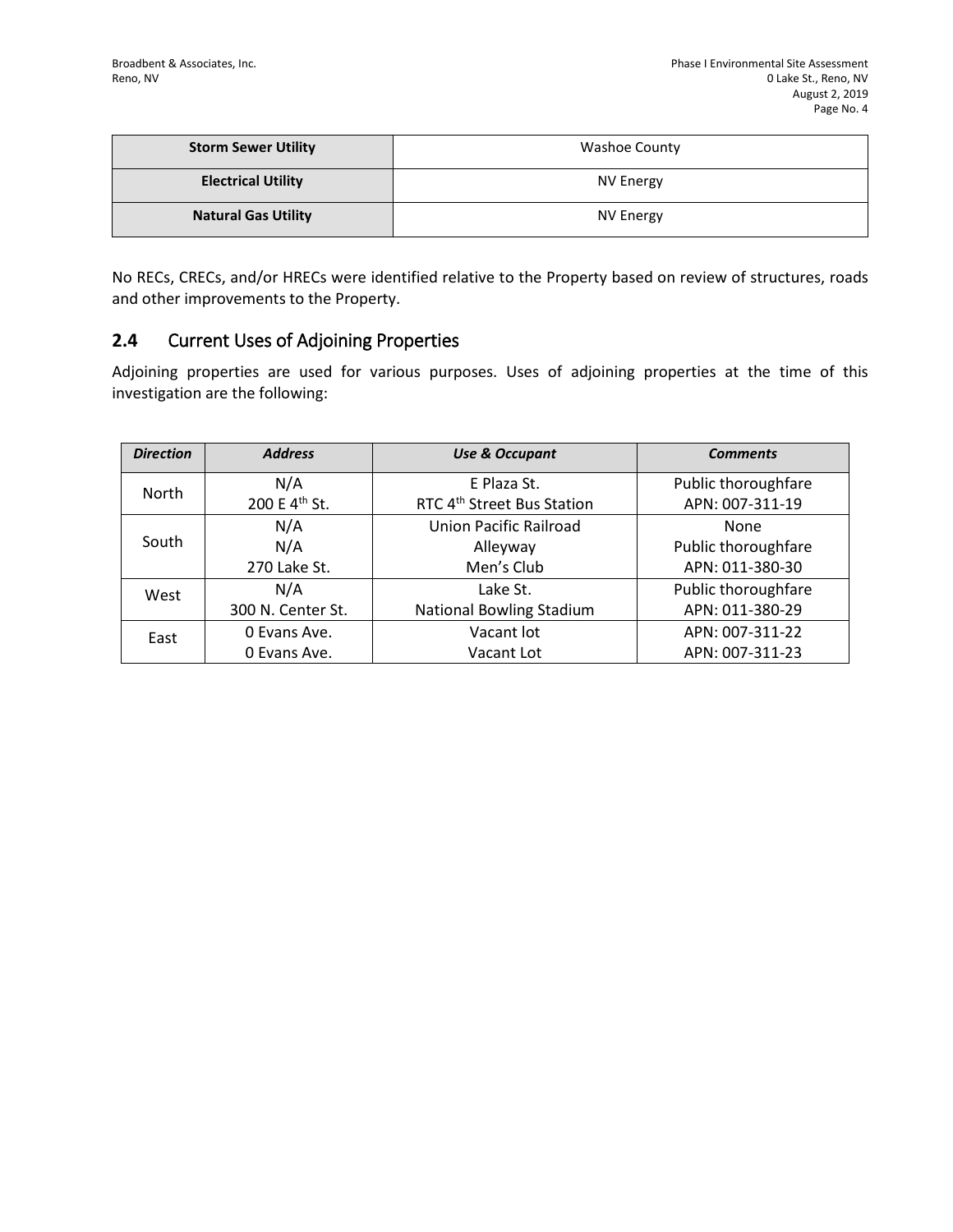| | |
|---|---|
| **Storm Sewer Utility** | Washoe County |
| **Electrical Utility** | NV Energy |
| **Natural Gas Utility** | NV Energy |

No RECs, CRECs, and/or HRECs were identified relative to the Property based on review of structures, roads and other improvements to the Property.

## 2.4 Current Uses of Adjoining Properties

Adjoining properties are used for various purposes. Uses of adjoining properties at the time of this investigation are the following:

| ***Direction*** | ***Address*** | ***Use & Occupant*** | ***Comments*** |
|---|---|---|---|
| North | N/A<br>200 E 4th St. | E Plaza St.<br>RTC 4th Street Bus Station | Public thoroughfare<br>APN: 007-311-19 |
| South | N/A<br>N/A<br>270 Lake St. | Union Pacific Railroad<br>Alleyway<br>Men's Club | None<br>Public thoroughfare<br>APN: 011-380-30 |
| West | N/A<br>300 N. Center St. | Lake St.<br>National Bowling Stadium | Public thoroughfare<br>APN: 011-380-29 |
| East | 0 Evans Ave.<br>0 Evans Ave. | Vacant lot<br>Vacant Lot | APN: 007-311-22<br>APN: 007-311-23 |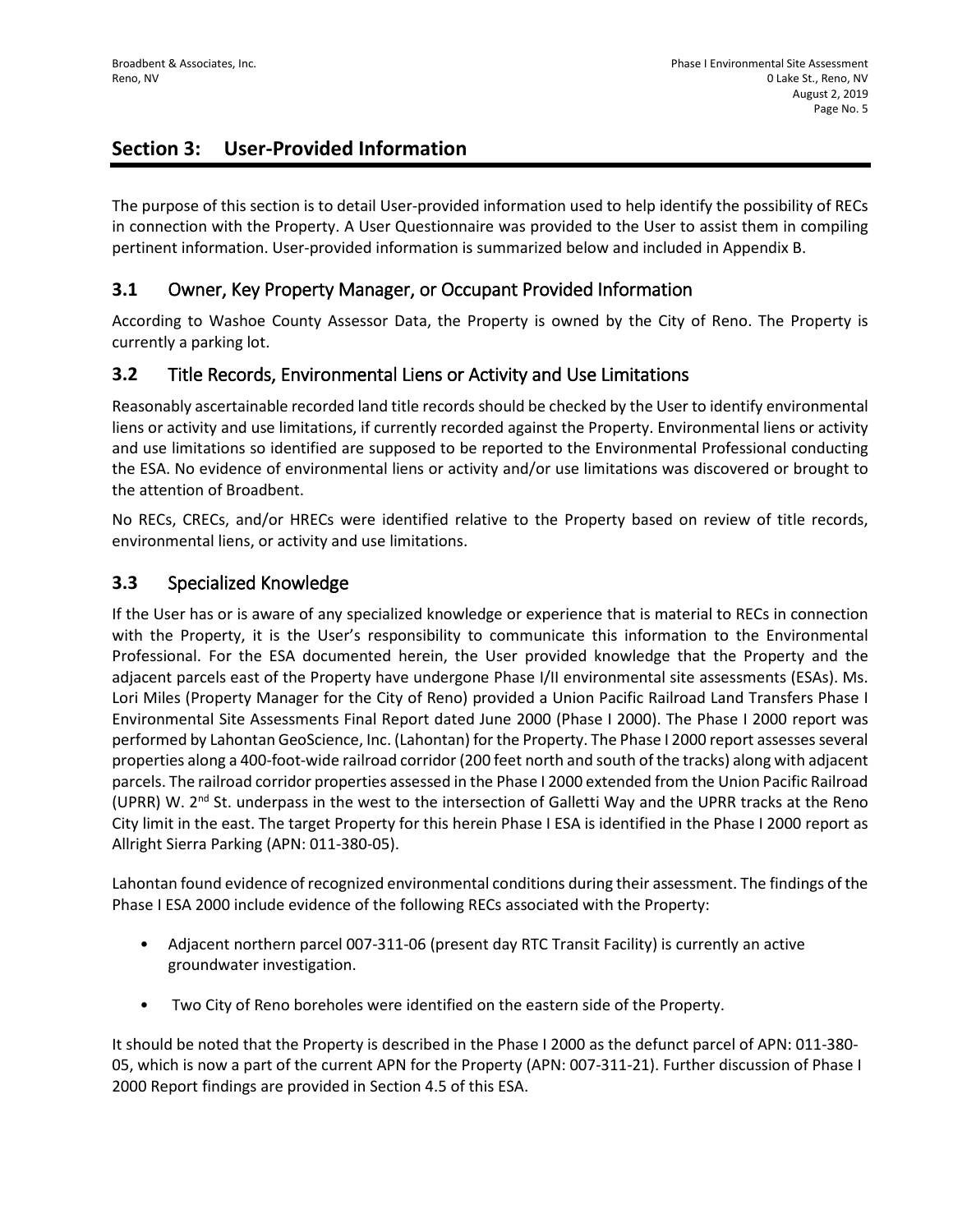## Section 3: User-Provided Information

The purpose of this section is to detail User-provided information used to help identify the possibility of RECs in connection with the Property. A User Questionnaire was provided to the User to assist them in compiling pertinent information. User-provided information is summarized below and included in Appendix B.

### 3.1 Owner, Key Property Manager, or Occupant Provided Information

According to Washoe County Assessor Data, the Property is owned by the City of Reno. The Property is currently a parking lot.

### 3.2 Title Records, Environmental Liens or Activity and Use Limitations

Reasonably ascertainable recorded land title records should be checked by the User to identify environmental liens or activity and use limitations, if currently recorded against the Property. Environmental liens or activity and use limitations so identified are supposed to be reported to the Environmental Professional conducting the ESA. No evidence of environmental liens or activity and/or use limitations was discovered or brought to the attention of Broadbent.

No RECs, CRECs, and/or HRECs were identified relative to the Property based on review of title records, environmental liens, or activity and use limitations.

### 3.3 Specialized Knowledge

If the User has or is aware of any specialized knowledge or experience that is material to RECs in connection with the Property, it is the User's responsibility to communicate this information to the Environmental Professional. For the ESA documented herein, the User provided knowledge that the Property and the adjacent parcels east of the Property have undergone Phase I/II environmental site assessments (ESAs). Ms. Lori Miles (Property Manager for the City of Reno) provided a Union Pacific Railroad Land Transfers Phase I Environmental Site Assessments Final Report dated June 2000 (Phase I 2000). The Phase I 2000 report was performed by Lahontan GeoScience, Inc. (Lahontan) for the Property. The Phase I 2000 report assesses several properties along a 400-foot-wide railroad corridor (200 feet north and south of the tracks) along with adjacent parcels. The railroad corridor properties assessed in the Phase I 2000 extended from the Union Pacific Railroad (UPRR) W. 2nd St. underpass in the west to the intersection of Galletti Way and the UPRR tracks at the Reno City limit in the east. The target Property for this herein Phase I ESA is identified in the Phase I 2000 report as Allright Sierra Parking (APN: 011-380-05).

Lahontan found evidence of recognized environmental conditions during their assessment. The findings of the Phase I ESA 2000 include evidence of the following RECs associated with the Property:

- Adjacent northern parcel 007-311-06 (present day RTC Transit Facility) is currently an active groundwater investigation.
- Two City of Reno boreholes were identified on the eastern side of the Property.

It should be noted that the Property is described in the Phase I 2000 as the defunct parcel of APN: 011-380-05, which is now a part of the current APN for the Property (APN: 007-311-21). Further discussion of Phase I 2000 Report findings are provided in Section 4.5 of this ESA.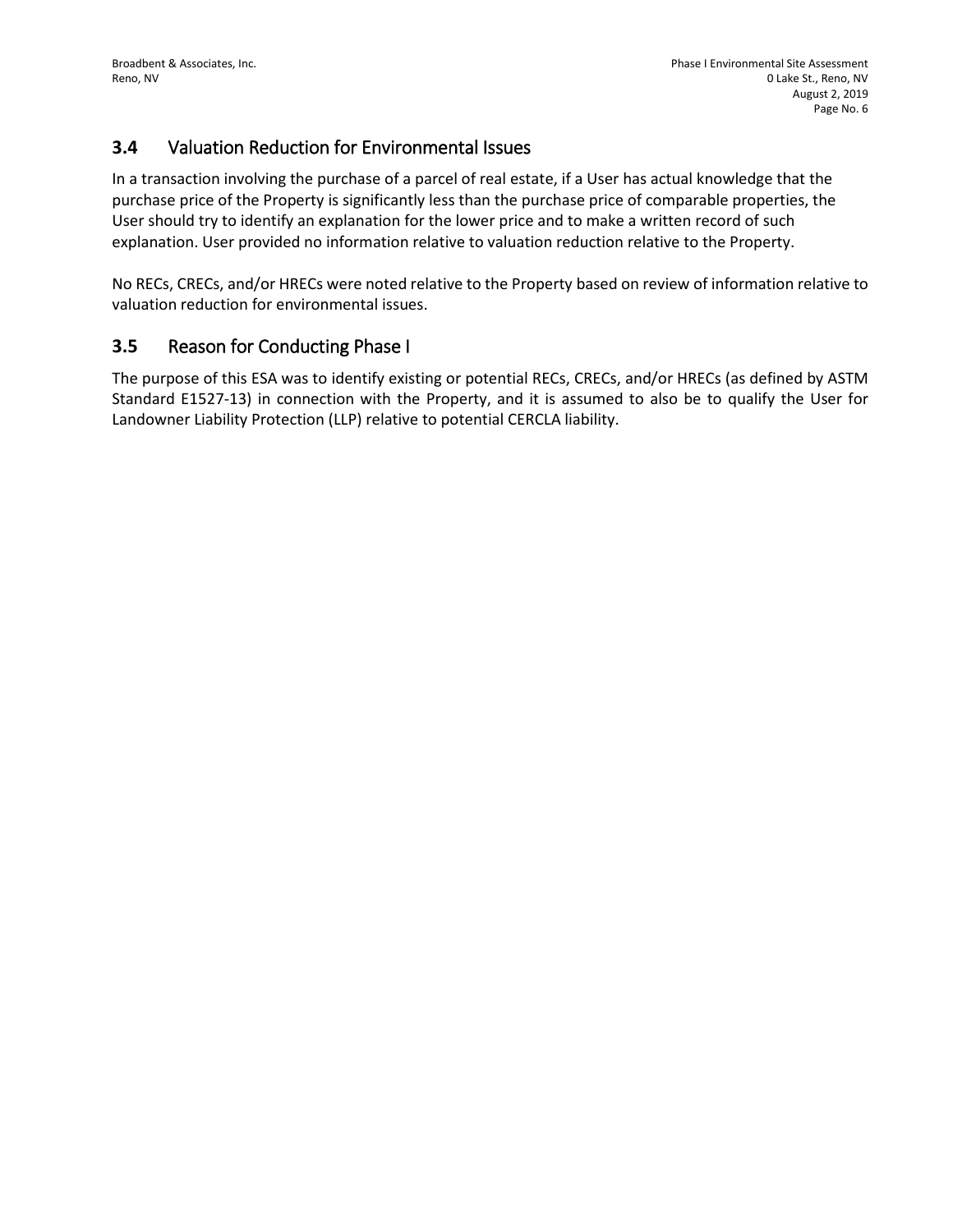## 3.4 Valuation Reduction for Environmental Issues

In a transaction involving the purchase of a parcel of real estate, if a User has actual knowledge that the purchase price of the Property is significantly less than the purchase price of comparable properties, the User should try to identify an explanation for the lower price and to make a written record of such explanation. User provided no information relative to valuation reduction relative to the Property.

No RECs, CRECs, and/or HRECs were noted relative to the Property based on review of information relative to valuation reduction for environmental issues.

## 3.5 Reason for Conducting Phase I

The purpose of this ESA was to identify existing or potential RECs, CRECs, and/or HRECs (as defined by ASTM Standard E1527-13) in connection with the Property, and it is assumed to also be to qualify the User for Landowner Liability Protection (LLP) relative to potential CERCLA liability.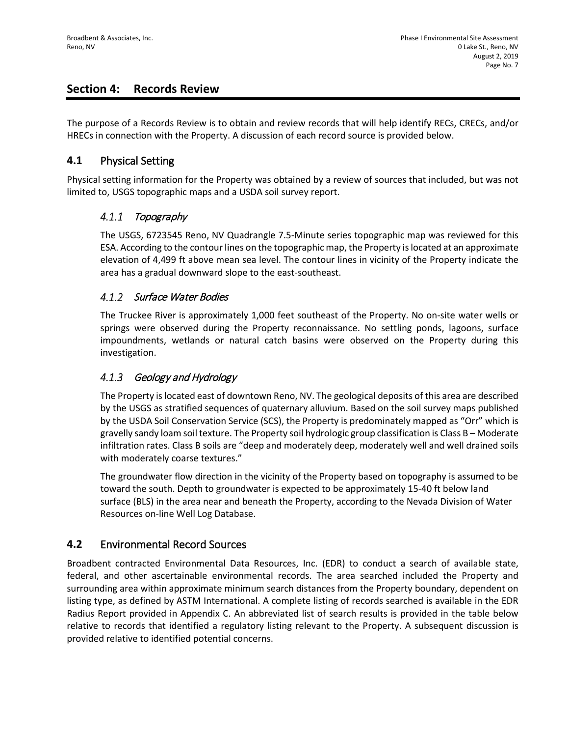## Section 4: Records Review

The purpose of a Records Review is to obtain and review records that will help identify RECs, CRECs, and/or HRECs in connection with the Property. A discussion of each record source is provided below.

### 4.1 Physical Setting

Physical setting information for the Property was obtained by a review of sources that included, but was not limited to, USGS topographic maps and a USDA soil survey report.

#### 4.1.1 *Topography*

The USGS, 6723545 Reno, NV Quadrangle 7.5-Minute series topographic map was reviewed for this ESA. According to the contour lines on the topographic map, the Property is located at an approximate elevation of 4,499 ft above mean sea level. The contour lines in vicinity of the Property indicate the area has a gradual downward slope to the east-southeast.

#### 4.1.2 *Surface Water Bodies*

The Truckee River is approximately 1,000 feet southeast of the Property. No on-site water wells or springs were observed during the Property reconnaissance. No settling ponds, lagoons, surface impoundments, wetlands or natural catch basins were observed on the Property during this investigation.

#### 4.1.3 *Geology and Hydrology*

The Property is located east of downtown Reno, NV. The geological deposits of this area are described by the USGS as stratified sequences of quaternary alluvium. Based on the soil survey maps published by the USDA Soil Conservation Service (SCS), the Property is predominately mapped as "Orr" which is gravelly sandy loam soil texture. The Property soil hydrologic group classification is Class B – Moderate infiltration rates. Class B soils are "deep and moderately deep, moderately well and well drained soils with moderately coarse textures."

The groundwater flow direction in the vicinity of the Property based on topography is assumed to be toward the south. Depth to groundwater is expected to be approximately 15-40 ft below land surface (BLS) in the area near and beneath the Property, according to the Nevada Division of Water Resources on-line Well Log Database.

### 4.2 Environmental Record Sources

Broadbent contracted Environmental Data Resources, Inc. (EDR) to conduct a search of available state, federal, and other ascertainable environmental records. The area searched included the Property and surrounding area within approximate minimum search distances from the Property boundary, dependent on listing type, as defined by ASTM International. A complete listing of records searched is available in the EDR Radius Report provided in Appendix C. An abbreviated list of search results is provided in the table below relative to records that identified a regulatory listing relevant to the Property. A subsequent discussion is provided relative to identified potential concerns.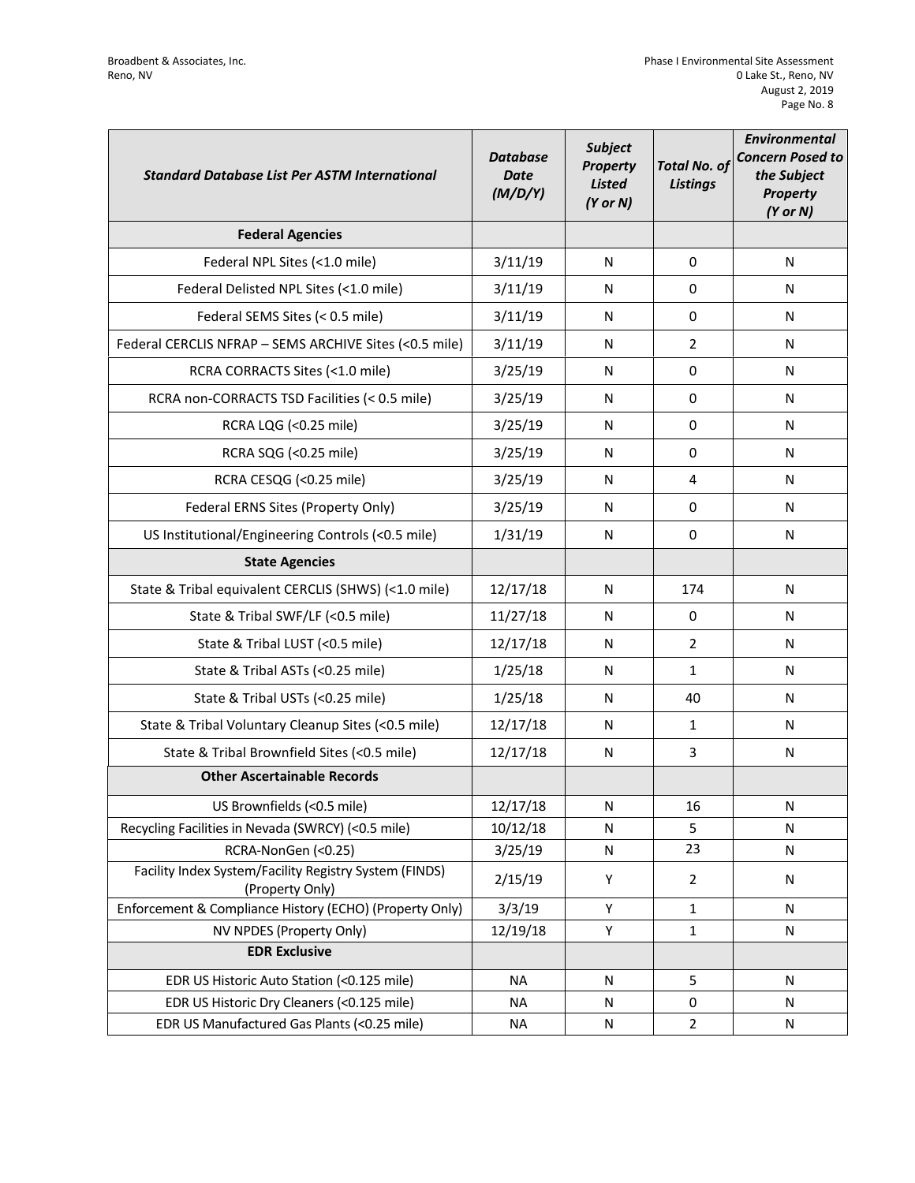| *Standard Database List Per ASTM International* | *Database Date (M/D/Y)* | *Subject Property Listed (Y or N)* | *Total No. of Listings* | *Environmental Concern Posed to the Subject Property (Y or N)* |
|---|---|---|---|---|
| **Federal Agencies** | | | | |
| Federal NPL Sites (<1.0 mile) | 3/11/19 | N | 0 | N |
| Federal Delisted NPL Sites (<1.0 mile) | 3/11/19 | N | 0 | N |
| Federal SEMS Sites (< 0.5 mile) | 3/11/19 | N | 0 | N |
| Federal CERCLIS NFRAP – SEMS ARCHIVE Sites (<0.5 mile) | 3/11/19 | N | 2 | N |
| RCRA CORRACTS Sites (<1.0 mile) | 3/25/19 | N | 0 | N |
| RCRA non-CORRACTS TSD Facilities (< 0.5 mile) | 3/25/19 | N | 0 | N |
| RCRA LQG (<0.25 mile) | 3/25/19 | N | 0 | N |
| RCRA SQG (<0.25 mile) | 3/25/19 | N | 0 | N |
| RCRA CESQG (<0.25 mile) | 3/25/19 | N | 4 | N |
| Federal ERNS Sites (Property Only) | 3/25/19 | N | 0 | N |
| US Institutional/Engineering Controls (<0.5 mile) | 1/31/19 | N | 0 | N |
| **State Agencies** | | | | |
| State & Tribal equivalent CERCLIS (SHWS) (<1.0 mile) | 12/17/18 | N | 174 | N |
| State & Tribal SWF/LF (<0.5 mile) | 11/27/18 | N | 0 | N |
| State & Tribal LUST (<0.5 mile) | 12/17/18 | N | 2 | N |
| State & Tribal ASTs (<0.25 mile) | 1/25/18 | N | 1 | N |
| State & Tribal USTs (<0.25 mile) | 1/25/18 | N | 40 | N |
| State & Tribal Voluntary Cleanup Sites (<0.5 mile) | 12/17/18 | N | 1 | N |
| State & Tribal Brownfield Sites (<0.5 mile) | 12/17/18 | N | 3 | N |
| **Other Ascertainable Records** | | | | |
| US Brownfields (<0.5 mile) | 12/17/18 | N | 16 | N |
| Recycling Facilities in Nevada (SWRCY) (<0.5 mile) | 10/12/18 | N | 5 | N |
| RCRA-NonGen (<0.25) | 3/25/19 | N | 23 | N |
| Facility Index System/Facility Registry System (FINDS) (Property Only) | 2/15/19 | Y | 2 | N |
| Enforcement & Compliance History (ECHO) (Property Only) | 3/3/19 | Y | 1 | N |
| NV NPDES (Property Only) | 12/19/18 | Y | 1 | N |
| **EDR Exclusive** | | | | |
| EDR US Historic Auto Station (<0.125 mile) | NA | N | 5 | N |
| EDR US Historic Dry Cleaners (<0.125 mile) | NA | N | 0 | N |
| EDR US Manufactured Gas Plants (<0.25 mile) | NA | N | 2 | N |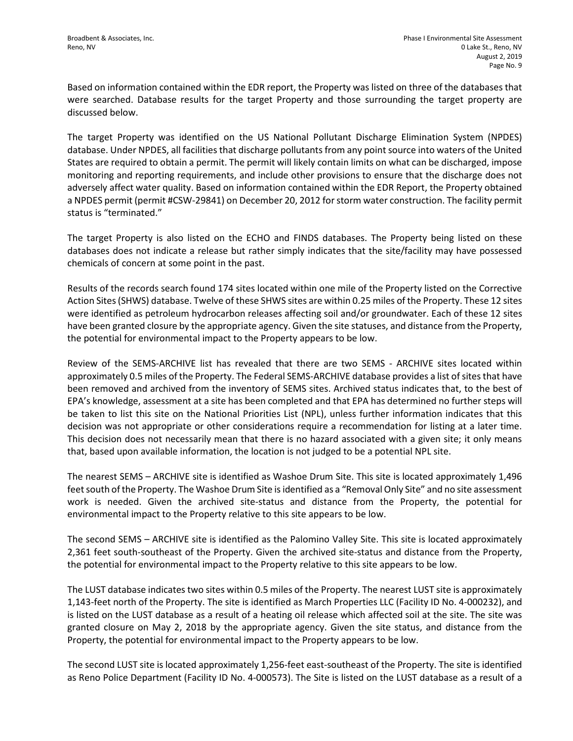Based on information contained within the EDR report, the Property was listed on three of the databases that were searched. Database results for the target Property and those surrounding the target property are discussed below.

The target Property was identified on the US National Pollutant Discharge Elimination System (NPDES) database. Under NPDES, all facilities that discharge pollutants from any point source into waters of the United States are required to obtain a permit. The permit will likely contain limits on what can be discharged, impose monitoring and reporting requirements, and include other provisions to ensure that the discharge does not adversely affect water quality. Based on information contained within the EDR Report, the Property obtained a NPDES permit (permit #CSW-29841) on December 20, 2012 for storm water construction. The facility permit status is "terminated."

The target Property is also listed on the ECHO and FINDS databases. The Property being listed on these databases does not indicate a release but rather simply indicates that the site/facility may have possessed chemicals of concern at some point in the past.

Results of the records search found 174 sites located within one mile of the Property listed on the Corrective Action Sites (SHWS) database. Twelve of these SHWS sites are within 0.25 miles of the Property. These 12 sites were identified as petroleum hydrocarbon releases affecting soil and/or groundwater. Each of these 12 sites have been granted closure by the appropriate agency. Given the site statuses, and distance from the Property, the potential for environmental impact to the Property appears to be low.

Review of the SEMS-ARCHIVE list has revealed that there are two SEMS - ARCHIVE sites located within approximately 0.5 miles of the Property. The Federal SEMS-ARCHIVE database provides a list of sites that have been removed and archived from the inventory of SEMS sites. Archived status indicates that, to the best of EPA's knowledge, assessment at a site has been completed and that EPA has determined no further steps will be taken to list this site on the National Priorities List (NPL), unless further information indicates that this decision was not appropriate or other considerations require a recommendation for listing at a later time. This decision does not necessarily mean that there is no hazard associated with a given site; it only means that, based upon available information, the location is not judged to be a potential NPL site.

The nearest SEMS – ARCHIVE site is identified as Washoe Drum Site. This site is located approximately 1,496 feet south of the Property. The Washoe Drum Site is identified as a "Removal Only Site" and no site assessment work is needed. Given the archived site-status and distance from the Property, the potential for environmental impact to the Property relative to this site appears to be low.

The second SEMS – ARCHIVE site is identified as the Palomino Valley Site. This site is located approximately 2,361 feet south-southeast of the Property. Given the archived site-status and distance from the Property, the potential for environmental impact to the Property relative to this site appears to be low.

The LUST database indicates two sites within 0.5 miles of the Property. The nearest LUST site is approximately 1,143-feet north of the Property. The site is identified as March Properties LLC (Facility ID No. 4-000232), and is listed on the LUST database as a result of a heating oil release which affected soil at the site. The site was granted closure on May 2, 2018 by the appropriate agency. Given the site status, and distance from the Property, the potential for environmental impact to the Property appears to be low.

The second LUST site is located approximately 1,256-feet east-southeast of the Property. The site is identified as Reno Police Department (Facility ID No. 4-000573). The Site is listed on the LUST database as a result of a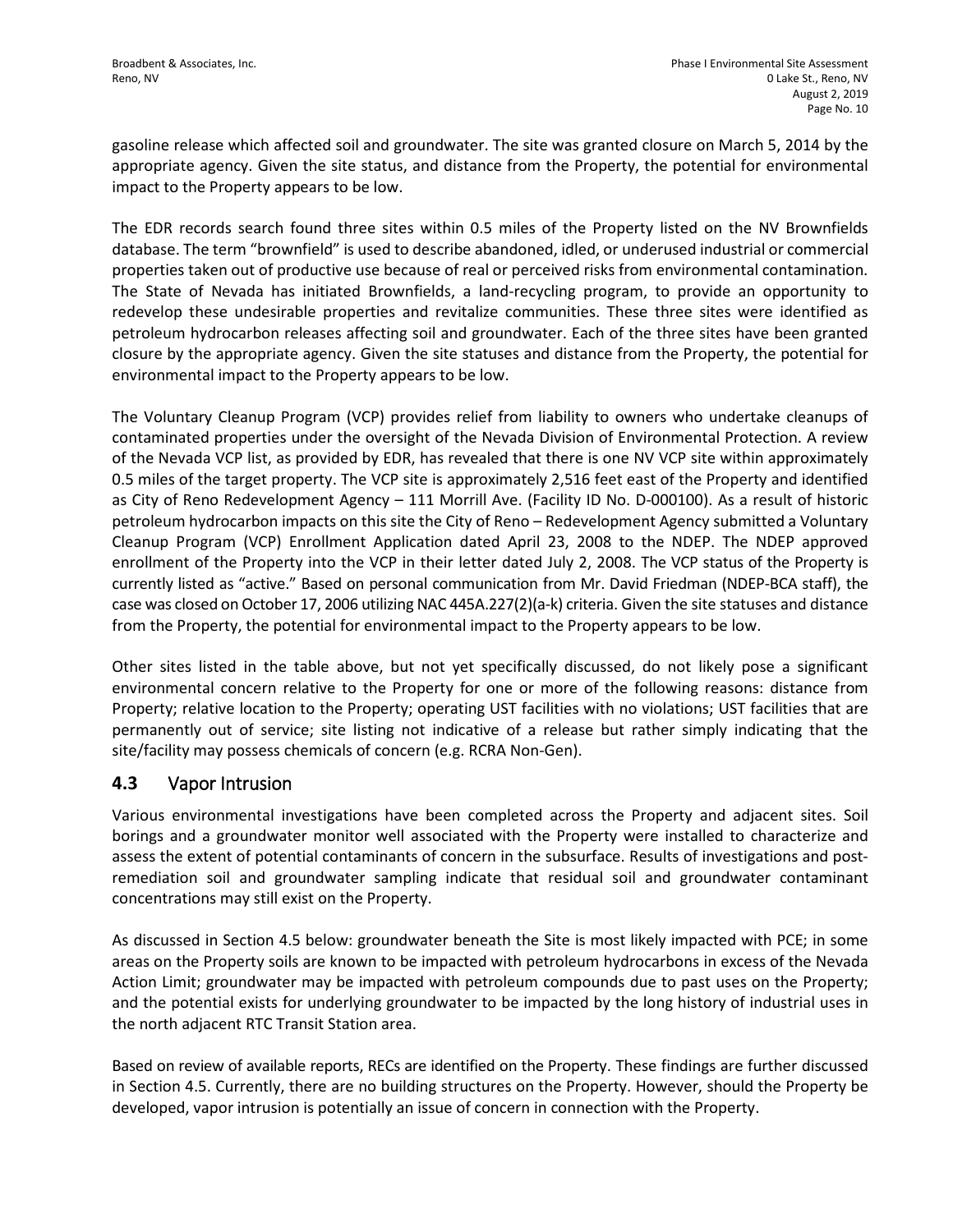gasoline release which affected soil and groundwater. The site was granted closure on March 5, 2014 by the appropriate agency. Given the site status, and distance from the Property, the potential for environmental impact to the Property appears to be low.

The EDR records search found three sites within 0.5 miles of the Property listed on the NV Brownfields database. The term "brownfield" is used to describe abandoned, idled, or underused industrial or commercial properties taken out of productive use because of real or perceived risks from environmental contamination. The State of Nevada has initiated Brownfields, a land-recycling program, to provide an opportunity to redevelop these undesirable properties and revitalize communities. These three sites were identified as petroleum hydrocarbon releases affecting soil and groundwater. Each of the three sites have been granted closure by the appropriate agency. Given the site statuses and distance from the Property, the potential for environmental impact to the Property appears to be low.

The Voluntary Cleanup Program (VCP) provides relief from liability to owners who undertake cleanups of contaminated properties under the oversight of the Nevada Division of Environmental Protection. A review of the Nevada VCP list, as provided by EDR, has revealed that there is one NV VCP site within approximately 0.5 miles of the target property. The VCP site is approximately 2,516 feet east of the Property and identified as City of Reno Redevelopment Agency – 111 Morrill Ave. (Facility ID No. D-000100). As a result of historic petroleum hydrocarbon impacts on this site the City of Reno – Redevelopment Agency submitted a Voluntary Cleanup Program (VCP) Enrollment Application dated April 23, 2008 to the NDEP. The NDEP approved enrollment of the Property into the VCP in their letter dated July 2, 2008. The VCP status of the Property is currently listed as "active." Based on personal communication from Mr. David Friedman (NDEP-BCA staff), the case was closed on October 17, 2006 utilizing NAC 445A.227(2)(a-k) criteria. Given the site statuses and distance from the Property, the potential for environmental impact to the Property appears to be low.

Other sites listed in the table above, but not yet specifically discussed, do not likely pose a significant environmental concern relative to the Property for one or more of the following reasons: distance from Property; relative location to the Property; operating UST facilities with no violations; UST facilities that are permanently out of service; site listing not indicative of a release but rather simply indicating that the site/facility may possess chemicals of concern (e.g. RCRA Non-Gen).

## 4.3 Vapor Intrusion

Various environmental investigations have been completed across the Property and adjacent sites. Soil borings and a groundwater monitor well associated with the Property were installed to characterize and assess the extent of potential contaminants of concern in the subsurface. Results of investigations and post-remediation soil and groundwater sampling indicate that residual soil and groundwater contaminant concentrations may still exist on the Property.

As discussed in Section 4.5 below: groundwater beneath the Site is most likely impacted with PCE; in some areas on the Property soils are known to be impacted with petroleum hydrocarbons in excess of the Nevada Action Limit; groundwater may be impacted with petroleum compounds due to past uses on the Property; and the potential exists for underlying groundwater to be impacted by the long history of industrial uses in the north adjacent RTC Transit Station area.

Based on review of available reports, RECs are identified on the Property. These findings are further discussed in Section 4.5. Currently, there are no building structures on the Property. However, should the Property be developed, vapor intrusion is potentially an issue of concern in connection with the Property.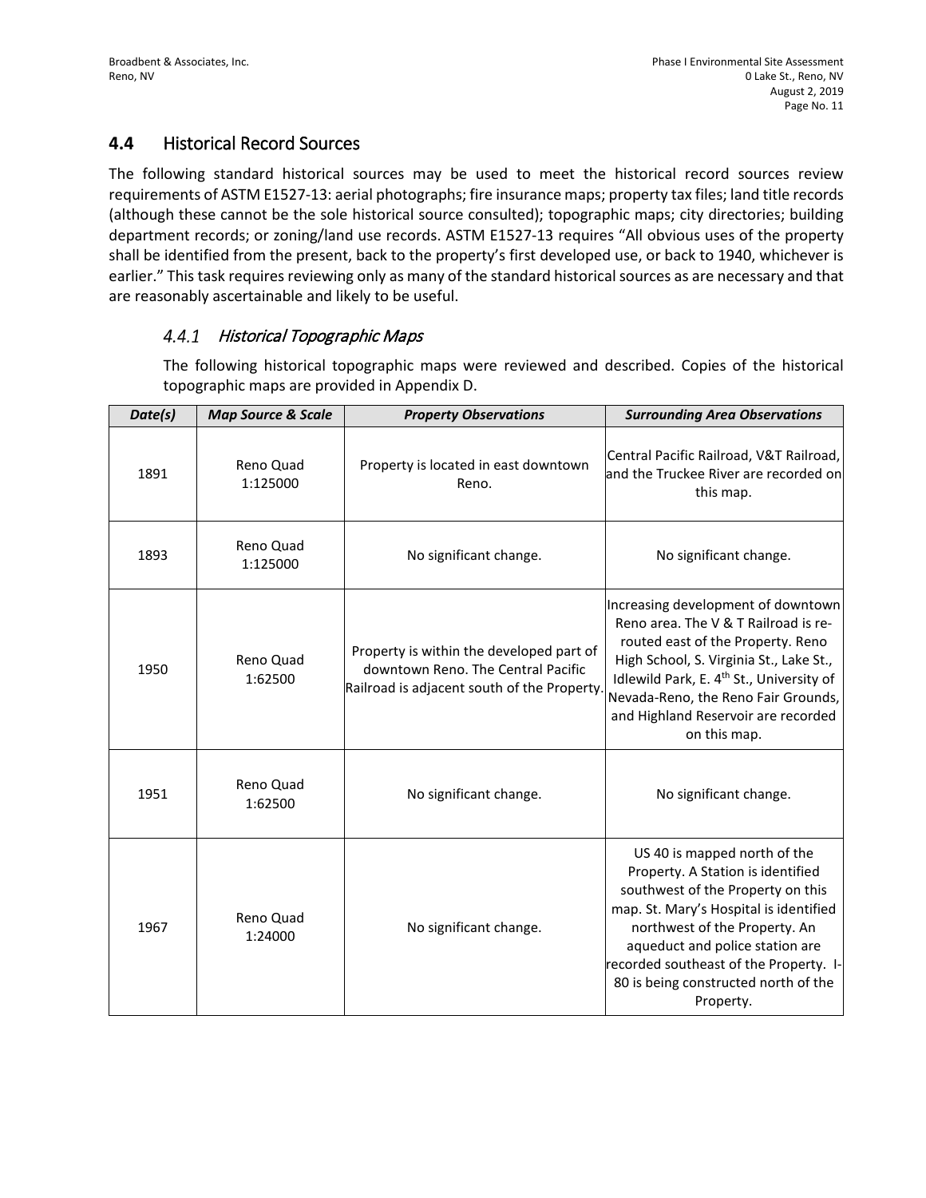## 4.4 Historical Record Sources

The following standard historical sources may be used to meet the historical record sources review requirements of ASTM E1527-13: aerial photographs; fire insurance maps; property tax files; land title records (although these cannot be the sole historical source consulted); topographic maps; city directories; building department records; or zoning/land use records. ASTM E1527-13 requires "All obvious uses of the property shall be identified from the present, back to the property's first developed use, or back to 1940, whichever is earlier." This task requires reviewing only as many of the standard historical sources as are necessary and that are reasonably ascertainable and likely to be useful.

### *4.4.1 Historical Topographic Maps*

The following historical topographic maps were reviewed and described. Copies of the historical topographic maps are provided in Appendix D.

| *Date(s)* | *Map Source & Scale* | *Property Observations* | *Surrounding Area Observations* |
|---|---|---|---|
| 1891 | Reno Quad 1:125000 | Property is located in east downtown Reno. | Central Pacific Railroad, V&T Railroad, and the Truckee River are recorded on this map. |
| 1893 | Reno Quad 1:125000 | No significant change. | No significant change. |
| 1950 | Reno Quad 1:62500 | Property is within the developed part of downtown Reno. The Central Pacific Railroad is adjacent south of the Property. | Increasing development of downtown Reno area. The V & T Railroad is re-routed east of the Property. Reno High School, S. Virginia St., Lake St., Idlewild Park, E. 4th St., University of Nevada-Reno, the Reno Fair Grounds, and Highland Reservoir are recorded on this map. |
| 1951 | Reno Quad 1:62500 | No significant change. | No significant change. |
| 1967 | Reno Quad 1:24000 | No significant change. | US 40 is mapped north of the Property. A Station is identified southwest of the Property on this map. St. Mary's Hospital is identified northwest of the Property. An aqueduct and police station are recorded southeast of the Property. I-80 is being constructed north of the Property. |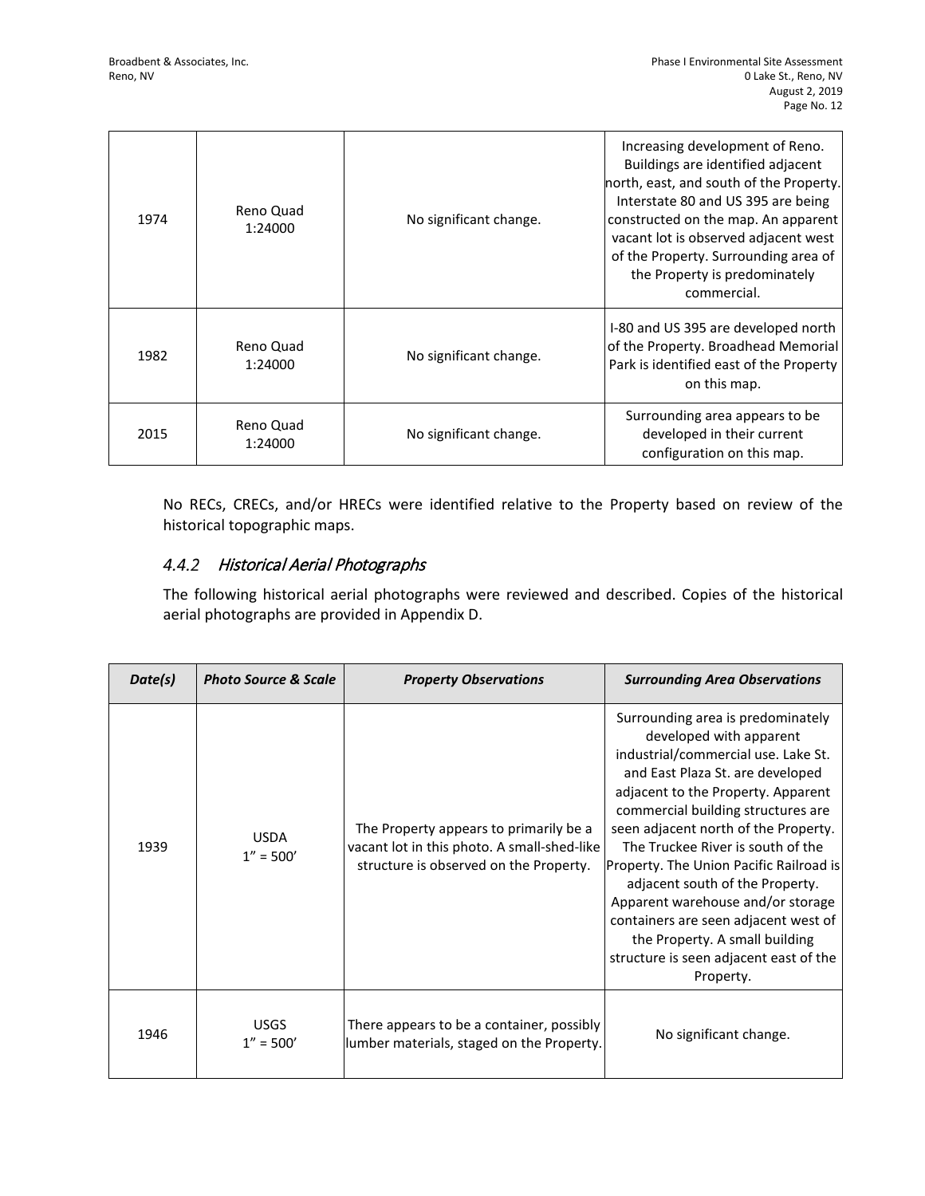| | | | |
|---|---|---|---|
| 1974 | Reno Quad 1:24000 | No significant change. | Increasing development of Reno. Buildings are identified adjacent north, east, and south of the Property. Interstate 80 and US 395 are being constructed on the map. An apparent vacant lot is observed adjacent west of the Property. Surrounding area of the Property is predominately commercial. |
| 1982 | Reno Quad 1:24000 | No significant change. | I-80 and US 395 are developed north of the Property. Broadhead Memorial Park is identified east of the Property on this map. |
| 2015 | Reno Quad 1:24000 | No significant change. | Surrounding area appears to be developed in their current configuration on this map. |

No RECs, CRECs, and/or HRECs were identified relative to the Property based on review of the historical topographic maps.

### *4.4.2 Historical Aerial Photographs*

The following historical aerial photographs were reviewed and described. Copies of the historical aerial photographs are provided in Appendix D.

| *Date(s)* | *Photo Source & Scale* | *Property Observations* | *Surrounding Area Observations* |
|---|---|---|---|
| 1939 | USDA 1" = 500' | The Property appears to primarily be a vacant lot in this photo. A small-shed-like structure is observed on the Property. | Surrounding area is predominately developed with apparent industrial/commercial use. Lake St. and East Plaza St. are developed adjacent to the Property. Apparent commercial building structures are seen adjacent north of the Property. The Truckee River is south of the Property. The Union Pacific Railroad is adjacent south of the Property. Apparent warehouse and/or storage containers are seen adjacent west of the Property. A small building structure is seen adjacent east of the Property. |
| 1946 | USGS 1" = 500' | There appears to be a container, possibly lumber materials, staged on the Property. | No significant change. |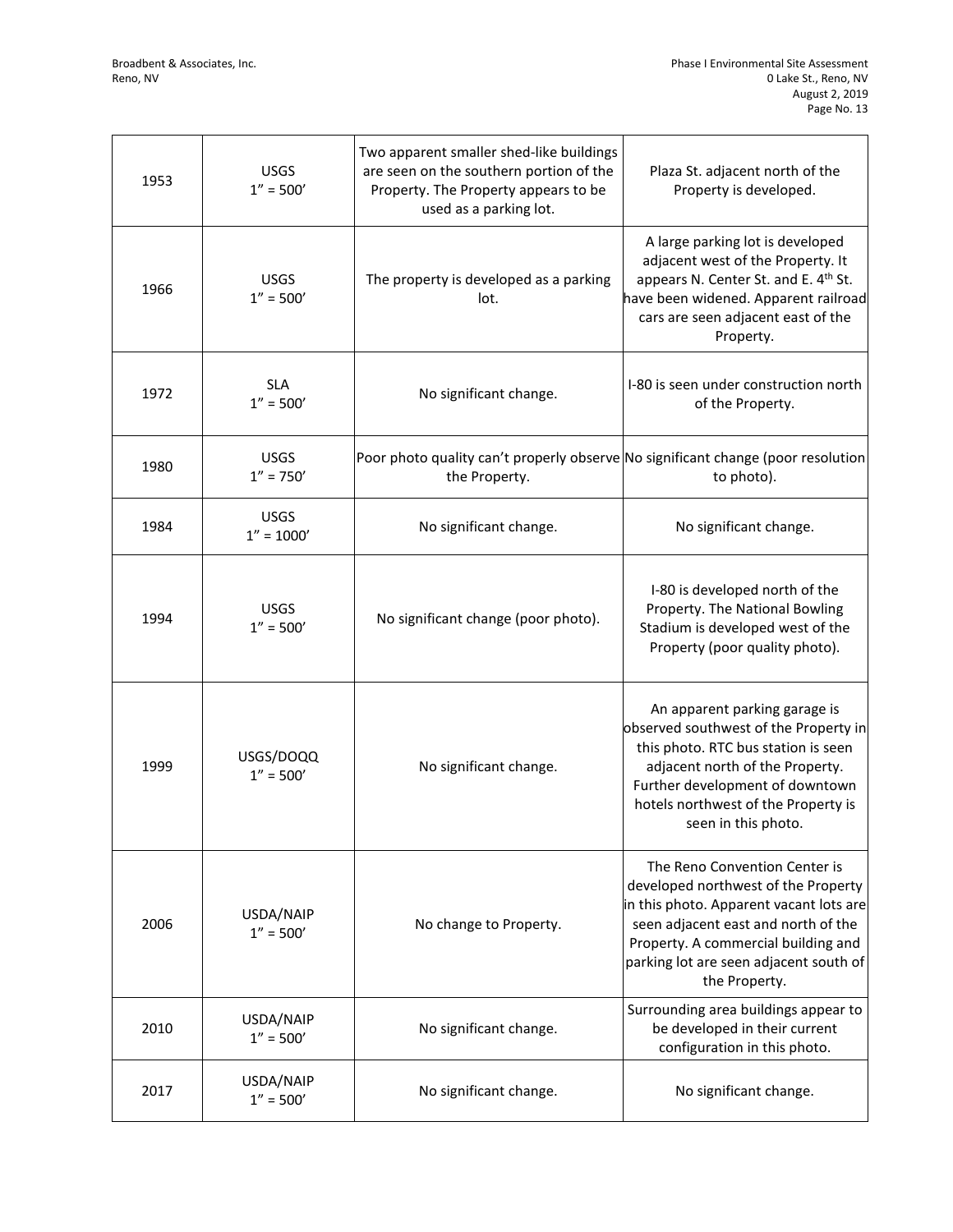| 1953 | USGS 1" = 500' | Two apparent smaller shed-like buildings are seen on the southern portion of the Property. The Property appears to be used as a parking lot. | Plaza St. adjacent north of the Property is developed. |
|---|---|---|---|
| 1966 | USGS 1" = 500' | The property is developed as a parking lot. | A large parking lot is developed adjacent west of the Property. It appears N. Center St. and E. 4th St. have been widened. Apparent railroad cars are seen adjacent east of the Property. |
| 1972 | SLA 1" = 500' | No significant change. | I-80 is seen under construction north of the Property. |
| 1980 | USGS 1" = 750' | Poor photo quality can't properly observe the Property. | No significant change (poor resolution to photo). |
| 1984 | USGS 1" = 1000' | No significant change. | No significant change. |
| 1994 | USGS 1" = 500' | No significant change (poor photo). | I-80 is developed north of the Property. The National Bowling Stadium is developed west of the Property (poor quality photo). |
| 1999 | USGS/DOQQ 1" = 500' | No significant change. | An apparent parking garage is observed southwest of the Property in this photo. RTC bus station is seen adjacent north of the Property. Further development of downtown hotels northwest of the Property is seen in this photo. |
| 2006 | USDA/NAIP 1" = 500' | No change to Property. | The Reno Convention Center is developed northwest of the Property in this photo. Apparent vacant lots are seen adjacent east and north of the Property. A commercial building and parking lot are seen adjacent south of the Property. |
| 2010 | USDA/NAIP 1" = 500' | No significant change. | Surrounding area buildings appear to be developed in their current configuration in this photo. |
| 2017 | USDA/NAIP 1" = 500' | No significant change. | No significant change. |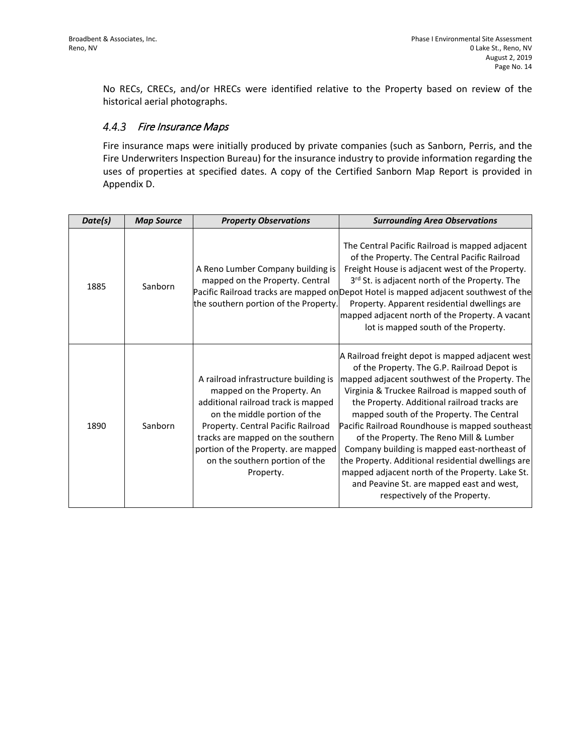No RECs, CRECs, and/or HRECs were identified relative to the Property based on review of the historical aerial photographs.

### *4.4.3 Fire Insurance Maps*

Fire insurance maps were initially produced by private companies (such as Sanborn, Perris, and the Fire Underwriters Inspection Bureau) for the insurance industry to provide information regarding the uses of properties at specified dates. A copy of the Certified Sanborn Map Report is provided in Appendix D.

| ***Date(s)*** | ***Map Source*** | ***Property Observations*** | ***Surrounding Area Observations*** |
|---|---|---|---|
| 1885 | Sanborn | A Reno Lumber Company building is mapped on the Property. Central Pacific Railroad tracks are mapped on the southern portion of the Property. | The Central Pacific Railroad is mapped adjacent of the Property. The Central Pacific Railroad Freight House is adjacent west of the Property. 3rd St. is adjacent north of the Property. The Depot Hotel is mapped adjacent southwest of the Property. Apparent residential dwellings are mapped adjacent north of the Property. A vacant lot is mapped south of the Property. |
| 1890 | Sanborn | A railroad infrastructure building is mapped on the Property. An additional railroad track is mapped on the middle portion of the Property. Central Pacific Railroad tracks are mapped on the southern portion of the Property. are mapped on the southern portion of the Property. | A Railroad freight depot is mapped adjacent west of the Property. The G.P. Railroad Depot is mapped adjacent southwest of the Property. The Virginia & Truckee Railroad is mapped south of the Property. Additional railroad tracks are mapped south of the Property. The Central Pacific Railroad Roundhouse is mapped southeast of the Property. The Reno Mill & Lumber Company building is mapped east-northeast of the Property. Additional residential dwellings are mapped adjacent north of the Property. Lake St. and Peavine St. are mapped east and west, respectively of the Property. |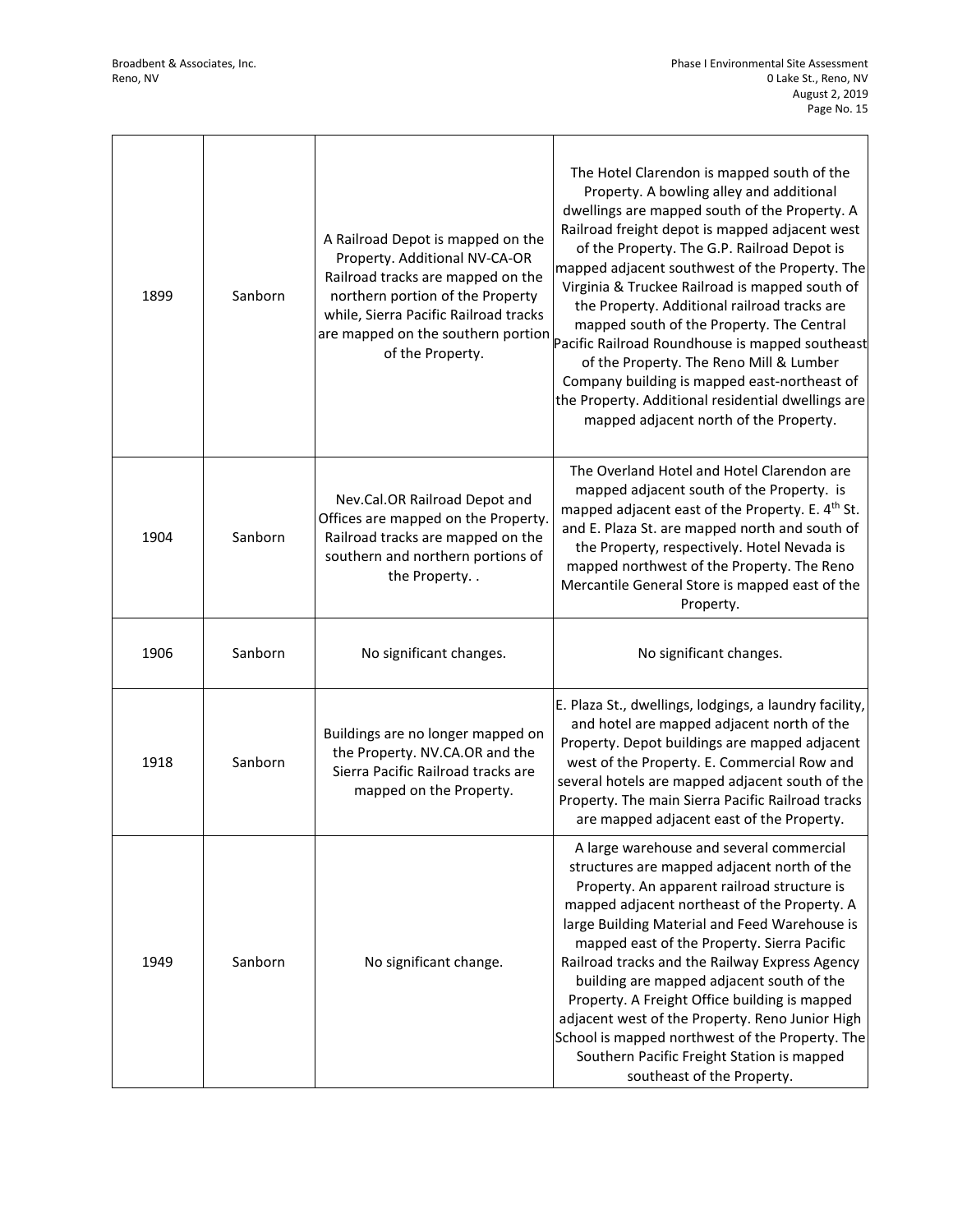| 1899 | Sanborn | A Railroad Depot is mapped on the Property. Additional NV-CA-OR Railroad tracks are mapped on the northern portion of the Property while, Sierra Pacific Railroad tracks are mapped on the southern portion of the Property. | The Hotel Clarendon is mapped south of the Property. A bowling alley and additional dwellings are mapped south of the Property. A Railroad freight depot is mapped adjacent west of the Property. The G.P. Railroad Depot is mapped adjacent southwest of the Property. The Virginia & Truckee Railroad is mapped south of the Property. Additional railroad tracks are mapped south of the Property. The Central Pacific Railroad Roundhouse is mapped southeast of the Property. The Reno Mill & Lumber Company building is mapped east-northeast of the Property. Additional residential dwellings are mapped adjacent north of the Property. |
|---|---|---|---|
| 1904 | Sanborn | Nev.Cal.OR Railroad Depot and Offices are mapped on the Property. Railroad tracks are mapped on the southern and northern portions of the Property. . | The Overland Hotel and Hotel Clarendon are mapped adjacent south of the Property. is mapped adjacent east of the Property. E. 4th St. and E. Plaza St. are mapped north and south of the Property, respectively. Hotel Nevada is mapped northwest of the Property. The Reno Mercantile General Store is mapped east of the Property. |
| 1906 | Sanborn | No significant changes. | No significant changes. |
| 1918 | Sanborn | Buildings are no longer mapped on the Property. NV.CA.OR and the Sierra Pacific Railroad tracks are mapped on the Property. | E. Plaza St., dwellings, lodgings, a laundry facility, and hotel are mapped adjacent north of the Property. Depot buildings are mapped adjacent west of the Property. E. Commercial Row and several hotels are mapped adjacent south of the Property. The main Sierra Pacific Railroad tracks are mapped adjacent east of the Property. |
| 1949 | Sanborn | No significant change. | A large warehouse and several commercial structures are mapped adjacent north of the Property. An apparent railroad structure is mapped adjacent northeast of the Property. A large Building Material and Feed Warehouse is mapped east of the Property. Sierra Pacific Railroad tracks and the Railway Express Agency building are mapped adjacent south of the Property. A Freight Office building is mapped adjacent west of the Property. Reno Junior High School is mapped northwest of the Property. The Southern Pacific Freight Station is mapped southeast of the Property. |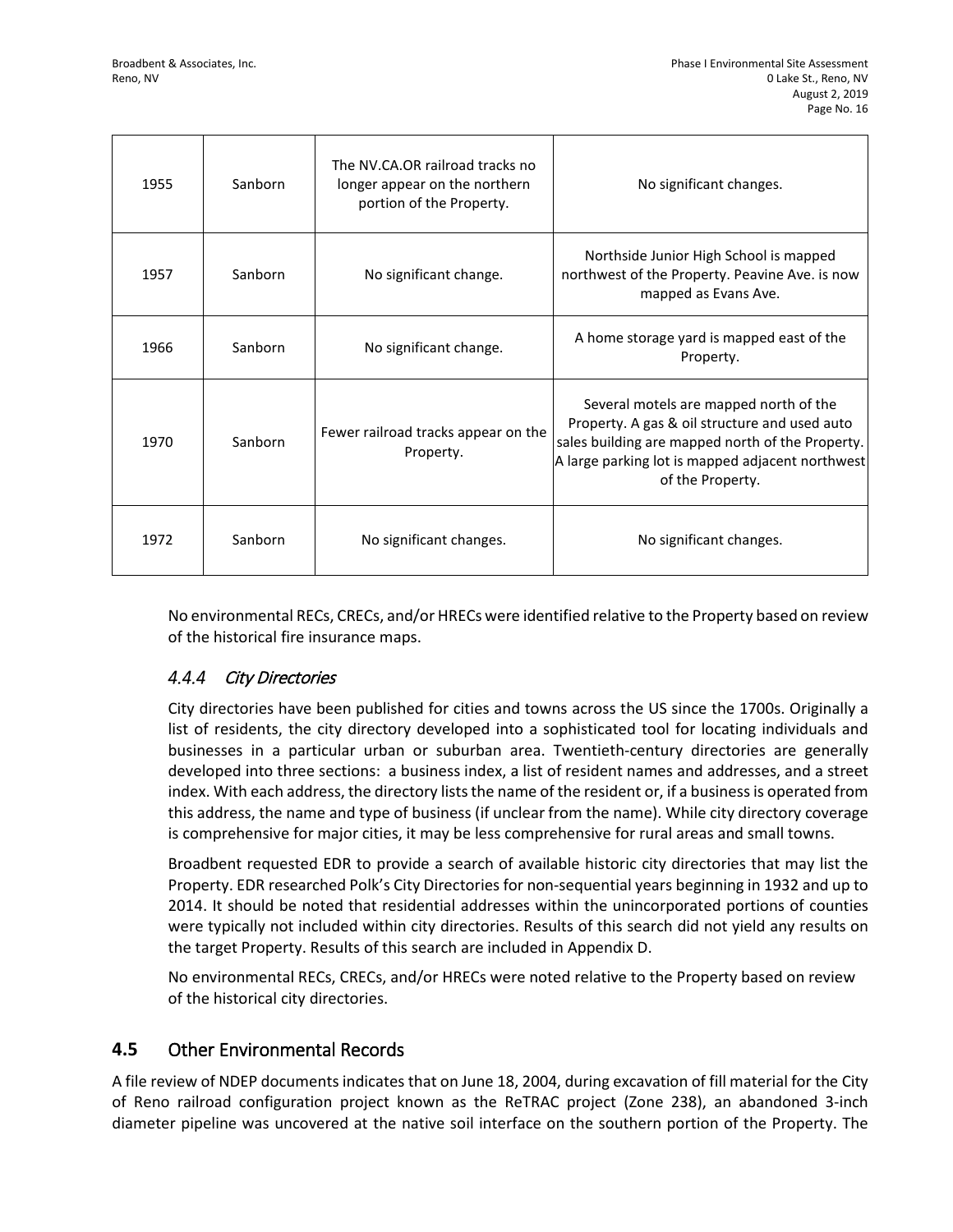| 1955 | Sanborn | The NV.CA.OR railroad tracks no longer appear on the northern portion of the Property. | No significant changes. |
|---|---|---|---|
| 1957 | Sanborn | No significant change. | Northside Junior High School is mapped northwest of the Property. Peavine Ave. is now mapped as Evans Ave. |
| 1966 | Sanborn | No significant change. | A home storage yard is mapped east of the Property. |
| 1970 | Sanborn | Fewer railroad tracks appear on the Property. | Several motels are mapped north of the Property. A gas & oil structure and used auto sales building are mapped north of the Property. A large parking lot is mapped adjacent northwest of the Property. |
| 1972 | Sanborn | No significant changes. | No significant changes. |

No environmental RECs, CRECs, and/or HRECs were identified relative to the Property based on review of the historical fire insurance maps.

### *4.4.4 City Directories*

City directories have been published for cities and towns across the US since the 1700s. Originally a list of residents, the city directory developed into a sophisticated tool for locating individuals and businesses in a particular urban or suburban area. Twentieth-century directories are generally developed into three sections: a business index, a list of resident names and addresses, and a street index. With each address, the directory lists the name of the resident or, if a business is operated from this address, the name and type of business (if unclear from the name). While city directory coverage is comprehensive for major cities, it may be less comprehensive for rural areas and small towns.

Broadbent requested EDR to provide a search of available historic city directories that may list the Property. EDR researched Polk's City Directories for non-sequential years beginning in 1932 and up to 2014. It should be noted that residential addresses within the unincorporated portions of counties were typically not included within city directories. Results of this search did not yield any results on the target Property. Results of this search are included in Appendix D.

No environmental RECs, CRECs, and/or HRECs were noted relative to the Property based on review of the historical city directories.

## 4.5 Other Environmental Records

A file review of NDEP documents indicates that on June 18, 2004, during excavation of fill material for the City of Reno railroad configuration project known as the ReTRAC project (Zone 238), an abandoned 3-inch diameter pipeline was uncovered at the native soil interface on the southern portion of the Property. The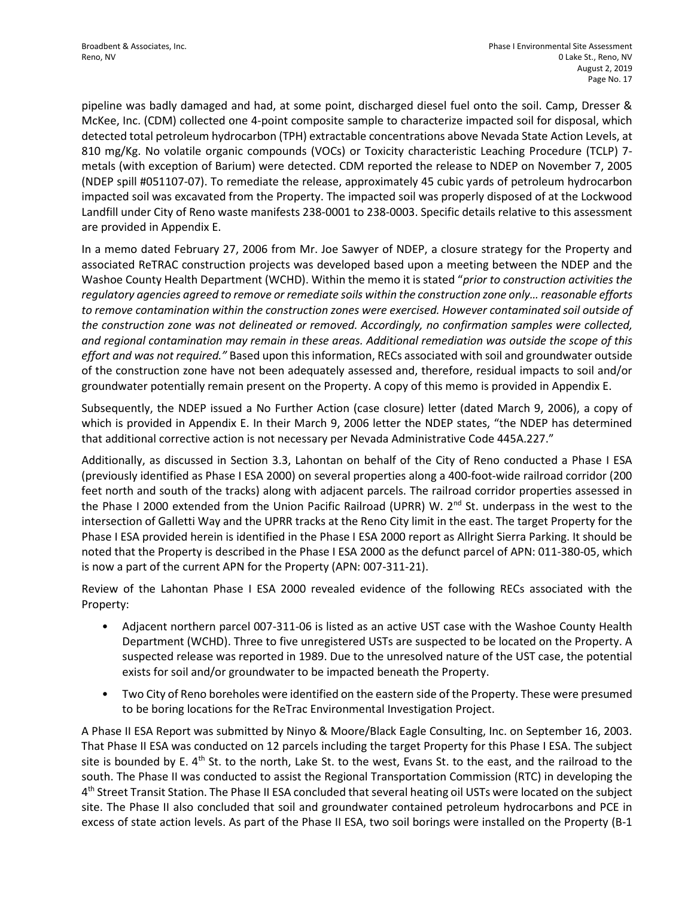pipeline was badly damaged and had, at some point, discharged diesel fuel onto the soil. Camp, Dresser & McKee, Inc. (CDM) collected one 4-point composite sample to characterize impacted soil for disposal, which detected total petroleum hydrocarbon (TPH) extractable concentrations above Nevada State Action Levels, at 810 mg/Kg. No volatile organic compounds (VOCs) or Toxicity characteristic Leaching Procedure (TCLP) 7-metals (with exception of Barium) were detected. CDM reported the release to NDEP on November 7, 2005 (NDEP spill #051107-07). To remediate the release, approximately 45 cubic yards of petroleum hydrocarbon impacted soil was excavated from the Property. The impacted soil was properly disposed of at the Lockwood Landfill under City of Reno waste manifests 238-0001 to 238-0003. Specific details relative to this assessment are provided in Appendix E.

In a memo dated February 27, 2006 from Mr. Joe Sawyer of NDEP, a closure strategy for the Property and associated ReTRAC construction projects was developed based upon a meeting between the NDEP and the Washoe County Health Department (WCHD). Within the memo it is stated "*prior to construction activities the regulatory agencies agreed to remove or remediate soils within the construction zone only… reasonable efforts to remove contamination within the construction zones were exercised. However contaminated soil outside of the construction zone was not delineated or removed. Accordingly, no confirmation samples were collected, and regional contamination may remain in these areas. Additional remediation was outside the scope of this effort and was not required.*" Based upon this information, RECs associated with soil and groundwater outside of the construction zone have not been adequately assessed and, therefore, residual impacts to soil and/or groundwater potentially remain present on the Property. A copy of this memo is provided in Appendix E.

Subsequently, the NDEP issued a No Further Action (case closure) letter (dated March 9, 2006), a copy of which is provided in Appendix E. In their March 9, 2006 letter the NDEP states, "the NDEP has determined that additional corrective action is not necessary per Nevada Administrative Code 445A.227."

Additionally, as discussed in Section 3.3, Lahontan on behalf of the City of Reno conducted a Phase I ESA (previously identified as Phase I ESA 2000) on several properties along a 400-foot-wide railroad corridor (200 feet north and south of the tracks) along with adjacent parcels. The railroad corridor properties assessed in the Phase I 2000 extended from the Union Pacific Railroad (UPRR) W. 2nd St. underpass in the west to the intersection of Galletti Way and the UPRR tracks at the Reno City limit in the east. The target Property for the Phase I ESA provided herein is identified in the Phase I ESA 2000 report as Allright Sierra Parking. It should be noted that the Property is described in the Phase I ESA 2000 as the defunct parcel of APN: 011-380-05, which is now a part of the current APN for the Property (APN: 007-311-21).

Review of the Lahontan Phase I ESA 2000 revealed evidence of the following RECs associated with the Property:

- Adjacent northern parcel 007-311-06 is listed as an active UST case with the Washoe County Health Department (WCHD). Three to five unregistered USTs are suspected to be located on the Property. A suspected release was reported in 1989. Due to the unresolved nature of the UST case, the potential exists for soil and/or groundwater to be impacted beneath the Property.
- Two City of Reno boreholes were identified on the eastern side of the Property. These were presumed to be boring locations for the ReTrac Environmental Investigation Project.

A Phase II ESA Report was submitted by Ninyo & Moore/Black Eagle Consulting, Inc. on September 16, 2003. That Phase II ESA was conducted on 12 parcels including the target Property for this Phase I ESA. The subject site is bounded by E. 4th St. to the north, Lake St. to the west, Evans St. to the east, and the railroad to the south. The Phase II was conducted to assist the Regional Transportation Commission (RTC) in developing the 4th Street Transit Station. The Phase II ESA concluded that several heating oil USTs were located on the subject site. The Phase II also concluded that soil and groundwater contained petroleum hydrocarbons and PCE in excess of state action levels. As part of the Phase II ESA, two soil borings were installed on the Property (B-1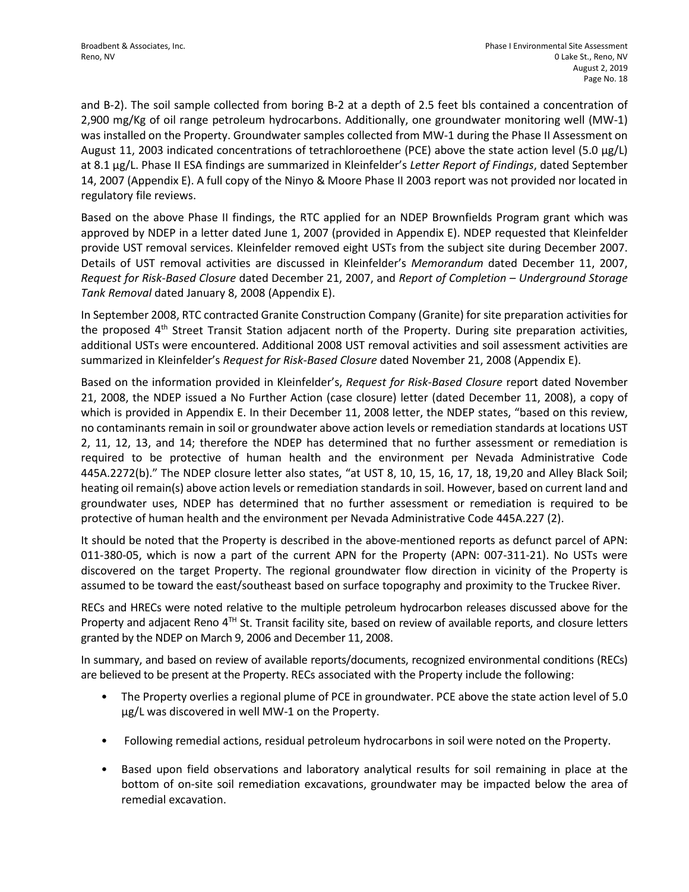and B-2). The soil sample collected from boring B-2 at a depth of 2.5 feet bls contained a concentration of 2,900 mg/Kg of oil range petroleum hydrocarbons. Additionally, one groundwater monitoring well (MW-1) was installed on the Property. Groundwater samples collected from MW-1 during the Phase II Assessment on August 11, 2003 indicated concentrations of tetrachloroethene (PCE) above the state action level (5.0 µg/L) at 8.1 µg/L. Phase II ESA findings are summarized in Kleinfelder's *Letter Report of Findings*, dated September 14, 2007 (Appendix E). A full copy of the Ninyo & Moore Phase II 2003 report was not provided nor located in regulatory file reviews.

Based on the above Phase II findings, the RTC applied for an NDEP Brownfields Program grant which was approved by NDEP in a letter dated June 1, 2007 (provided in Appendix E). NDEP requested that Kleinfelder provide UST removal services. Kleinfelder removed eight USTs from the subject site during December 2007. Details of UST removal activities are discussed in Kleinfelder's *Memorandum* dated December 11, 2007, *Request for Risk-Based Closure* dated December 21, 2007, and *Report of Completion – Underground Storage Tank Removal* dated January 8, 2008 (Appendix E).

In September 2008, RTC contracted Granite Construction Company (Granite) for site preparation activities for the proposed 4th Street Transit Station adjacent north of the Property. During site preparation activities, additional USTs were encountered. Additional 2008 UST removal activities and soil assessment activities are summarized in Kleinfelder's *Request for Risk-Based Closure* dated November 21, 2008 (Appendix E).

Based on the information provided in Kleinfelder's, *Request for Risk-Based Closure* report dated November 21, 2008, the NDEP issued a No Further Action (case closure) letter (dated December 11, 2008), a copy of which is provided in Appendix E. In their December 11, 2008 letter, the NDEP states, "based on this review, no contaminants remain in soil or groundwater above action levels or remediation standards at locations UST 2, 11, 12, 13, and 14; therefore the NDEP has determined that no further assessment or remediation is required to be protective of human health and the environment per Nevada Administrative Code 445A.2272(b)." The NDEP closure letter also states, "at UST 8, 10, 15, 16, 17, 18, 19,20 and Alley Black Soil; heating oil remain(s) above action levels or remediation standards in soil. However, based on current land and groundwater uses, NDEP has determined that no further assessment or remediation is required to be protective of human health and the environment per Nevada Administrative Code 445A.227 (2).

It should be noted that the Property is described in the above-mentioned reports as defunct parcel of APN: 011-380-05, which is now a part of the current APN for the Property (APN: 007-311-21). No USTs were discovered on the target Property. The regional groundwater flow direction in vicinity of the Property is assumed to be toward the east/southeast based on surface topography and proximity to the Truckee River.

RECs and HRECs were noted relative to the multiple petroleum hydrocarbon releases discussed above for the Property and adjacent Reno 4TH St. Transit facility site, based on review of available reports, and closure letters granted by the NDEP on March 9, 2006 and December 11, 2008.

In summary, and based on review of available reports/documents, recognized environmental conditions (RECs) are believed to be present at the Property. RECs associated with the Property include the following:

- The Property overlies a regional plume of PCE in groundwater. PCE above the state action level of 5.0 µg/L was discovered in well MW-1 on the Property.
- Following remedial actions, residual petroleum hydrocarbons in soil were noted on the Property.
- Based upon field observations and laboratory analytical results for soil remaining in place at the bottom of on-site soil remediation excavations, groundwater may be impacted below the area of remedial excavation.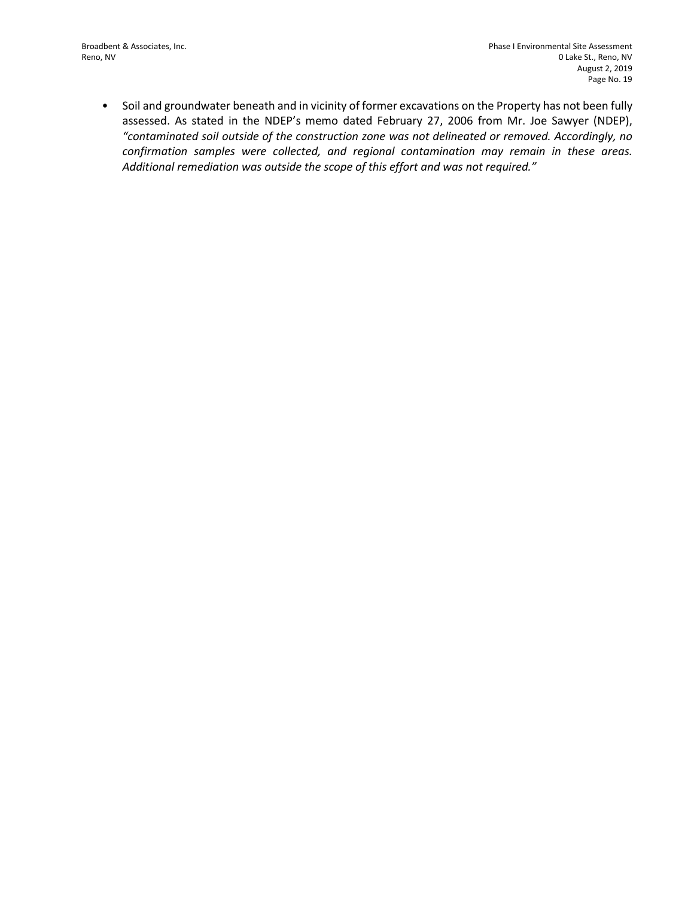- Soil and groundwater beneath and in vicinity of former excavations on the Property has not been fully assessed. As stated in the NDEP's memo dated February 27, 2006 from Mr. Joe Sawyer (NDEP), *"contaminated soil outside of the construction zone was not delineated or removed. Accordingly, no confirmation samples were collected, and regional contamination may remain in these areas. Additional remediation was outside the scope of this effort and was not required."*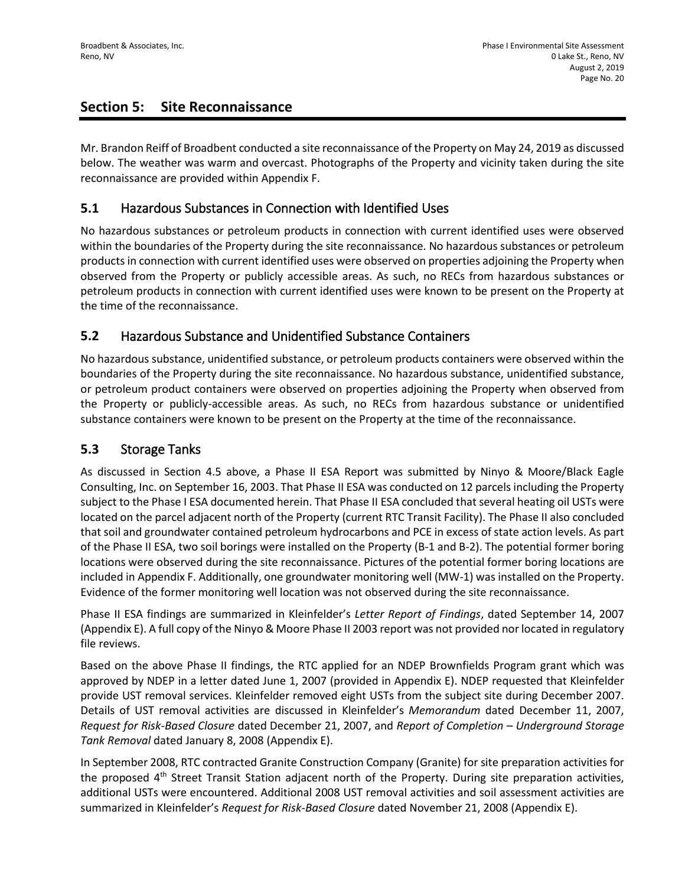## Section 5: Site Reconnaissance

Mr. Brandon Reiff of Broadbent conducted a site reconnaissance of the Property on May 24, 2019 as discussed below. The weather was warm and overcast. Photographs of the Property and vicinity taken during the site reconnaissance are provided within Appendix F.

### 5.1 Hazardous Substances in Connection with Identified Uses

No hazardous substances or petroleum products in connection with current identified uses were observed within the boundaries of the Property during the site reconnaissance. No hazardous substances or petroleum products in connection with current identified uses were observed on properties adjoining the Property when observed from the Property or publicly accessible areas. As such, no RECs from hazardous substances or petroleum products in connection with current identified uses were known to be present on the Property at the time of the reconnaissance.

### 5.2 Hazardous Substance and Unidentified Substance Containers

No hazardous substance, unidentified substance, or petroleum products containers were observed within the boundaries of the Property during the site reconnaissance. No hazardous substance, unidentified substance, or petroleum product containers were observed on properties adjoining the Property when observed from the Property or publicly-accessible areas. As such, no RECs from hazardous substance or unidentified substance containers were known to be present on the Property at the time of the reconnaissance.

### 5.3 Storage Tanks

As discussed in Section 4.5 above, a Phase II ESA Report was submitted by Ninyo & Moore/Black Eagle Consulting, Inc. on September 16, 2003. That Phase II ESA was conducted on 12 parcels including the Property subject to the Phase I ESA documented herein. That Phase II ESA concluded that several heating oil USTs were located on the parcel adjacent north of the Property (current RTC Transit Facility). The Phase II also concluded that soil and groundwater contained petroleum hydrocarbons and PCE in excess of state action levels. As part of the Phase II ESA, two soil borings were installed on the Property (B-1 and B-2). The potential former boring locations were observed during the site reconnaissance. Pictures of the potential former boring locations are included in Appendix F. Additionally, one groundwater monitoring well (MW-1) was installed on the Property. Evidence of the former monitoring well location was not observed during the site reconnaissance.

Phase II ESA findings are summarized in Kleinfelder's *Letter Report of Findings*, dated September 14, 2007 (Appendix E). A full copy of the Ninyo & Moore Phase II 2003 report was not provided nor located in regulatory file reviews.

Based on the above Phase II findings, the RTC applied for an NDEP Brownfields Program grant which was approved by NDEP in a letter dated June 1, 2007 (provided in Appendix E). NDEP requested that Kleinfelder provide UST removal services. Kleinfelder removed eight USTs from the subject site during December 2007. Details of UST removal activities are discussed in Kleinfelder's *Memorandum* dated December 11, 2007, *Request for Risk-Based Closure* dated December 21, 2007, and *Report of Completion – Underground Storage Tank Removal* dated January 8, 2008 (Appendix E).

In September 2008, RTC contracted Granite Construction Company (Granite) for site preparation activities for the proposed 4th Street Transit Station adjacent north of the Property. During site preparation activities, additional USTs were encountered. Additional 2008 UST removal activities and soil assessment activities are summarized in Kleinfelder's *Request for Risk-Based Closure* dated November 21, 2008 (Appendix E).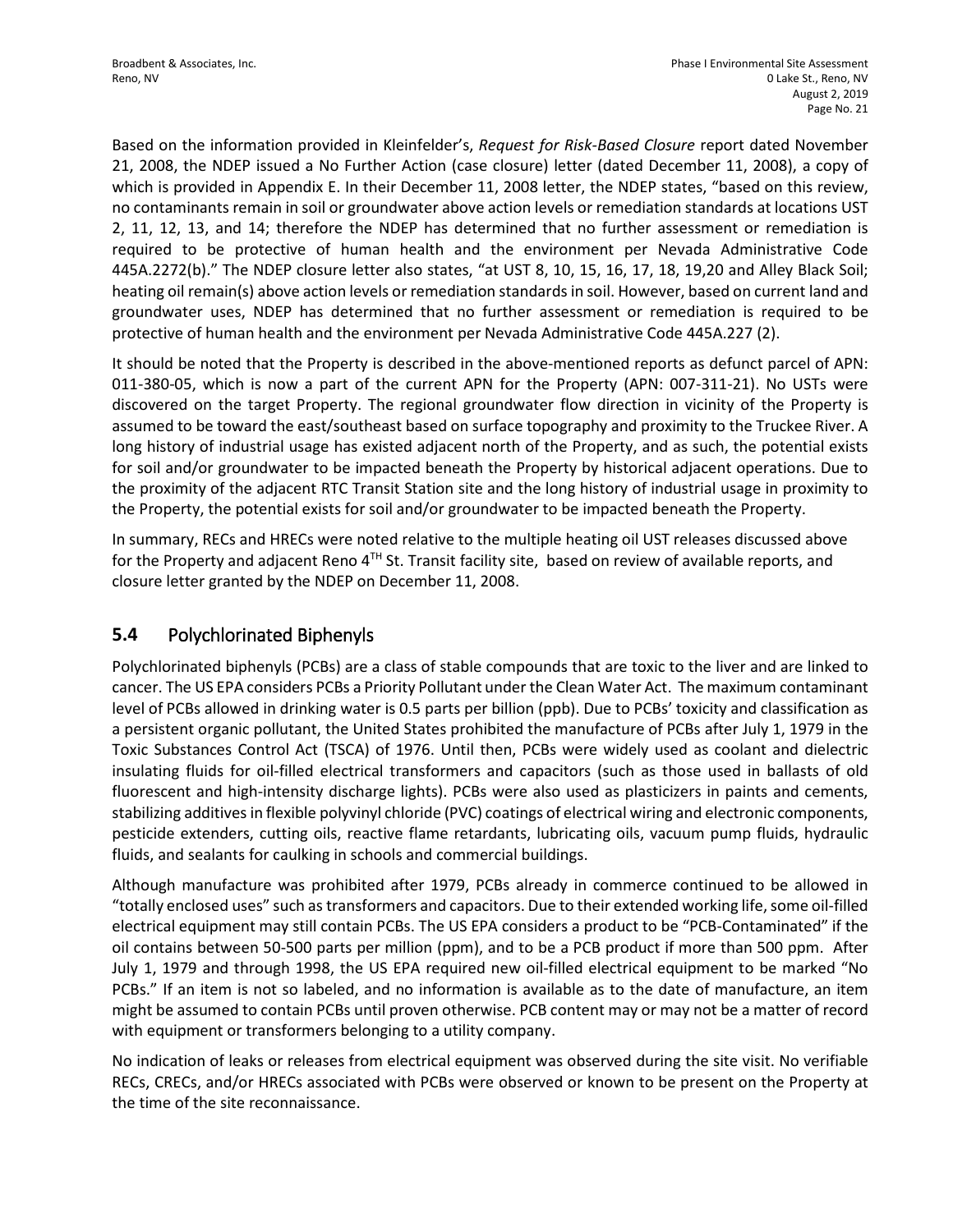Based on the information provided in Kleinfelder's, *Request for Risk-Based Closure* report dated November 21, 2008, the NDEP issued a No Further Action (case closure) letter (dated December 11, 2008), a copy of which is provided in Appendix E. In their December 11, 2008 letter, the NDEP states, "based on this review, no contaminants remain in soil or groundwater above action levels or remediation standards at locations UST 2, 11, 12, 13, and 14; therefore the NDEP has determined that no further assessment or remediation is required to be protective of human health and the environment per Nevada Administrative Code 445A.2272(b)." The NDEP closure letter also states, "at UST 8, 10, 15, 16, 17, 18, 19,20 and Alley Black Soil; heating oil remain(s) above action levels or remediation standards in soil. However, based on current land and groundwater uses, NDEP has determined that no further assessment or remediation is required to be protective of human health and the environment per Nevada Administrative Code 445A.227 (2).

It should be noted that the Property is described in the above-mentioned reports as defunct parcel of APN: 011-380-05, which is now a part of the current APN for the Property (APN: 007-311-21). No USTs were discovered on the target Property. The regional groundwater flow direction in vicinity of the Property is assumed to be toward the east/southeast based on surface topography and proximity to the Truckee River. A long history of industrial usage has existed adjacent north of the Property, and as such, the potential exists for soil and/or groundwater to be impacted beneath the Property by historical adjacent operations. Due to the proximity of the adjacent RTC Transit Station site and the long history of industrial usage in proximity to the Property, the potential exists for soil and/or groundwater to be impacted beneath the Property.

In summary, RECs and HRECs were noted relative to the multiple heating oil UST releases discussed above for the Property and adjacent Reno 4TH St. Transit facility site, based on review of available reports, and closure letter granted by the NDEP on December 11, 2008.

## 5.4 Polychlorinated Biphenyls

Polychlorinated biphenyls (PCBs) are a class of stable compounds that are toxic to the liver and are linked to cancer. The US EPA considers PCBs a Priority Pollutant under the Clean Water Act. The maximum contaminant level of PCBs allowed in drinking water is 0.5 parts per billion (ppb). Due to PCBs' toxicity and classification as a persistent organic pollutant, the United States prohibited the manufacture of PCBs after July 1, 1979 in the Toxic Substances Control Act (TSCA) of 1976. Until then, PCBs were widely used as coolant and dielectric insulating fluids for oil-filled electrical transformers and capacitors (such as those used in ballasts of old fluorescent and high-intensity discharge lights). PCBs were also used as plasticizers in paints and cements, stabilizing additives in flexible polyvinyl chloride (PVC) coatings of electrical wiring and electronic components, pesticide extenders, cutting oils, reactive flame retardants, lubricating oils, vacuum pump fluids, hydraulic fluids, and sealants for caulking in schools and commercial buildings.

Although manufacture was prohibited after 1979, PCBs already in commerce continued to be allowed in "totally enclosed uses" such as transformers and capacitors. Due to their extended working life, some oil-filled electrical equipment may still contain PCBs. The US EPA considers a product to be "PCB-Contaminated" if the oil contains between 50-500 parts per million (ppm), and to be a PCB product if more than 500 ppm. After July 1, 1979 and through 1998, the US EPA required new oil-filled electrical equipment to be marked "No PCBs." If an item is not so labeled, and no information is available as to the date of manufacture, an item might be assumed to contain PCBs until proven otherwise. PCB content may or may not be a matter of record with equipment or transformers belonging to a utility company.

No indication of leaks or releases from electrical equipment was observed during the site visit. No verifiable RECs, CRECs, and/or HRECs associated with PCBs were observed or known to be present on the Property at the time of the site reconnaissance.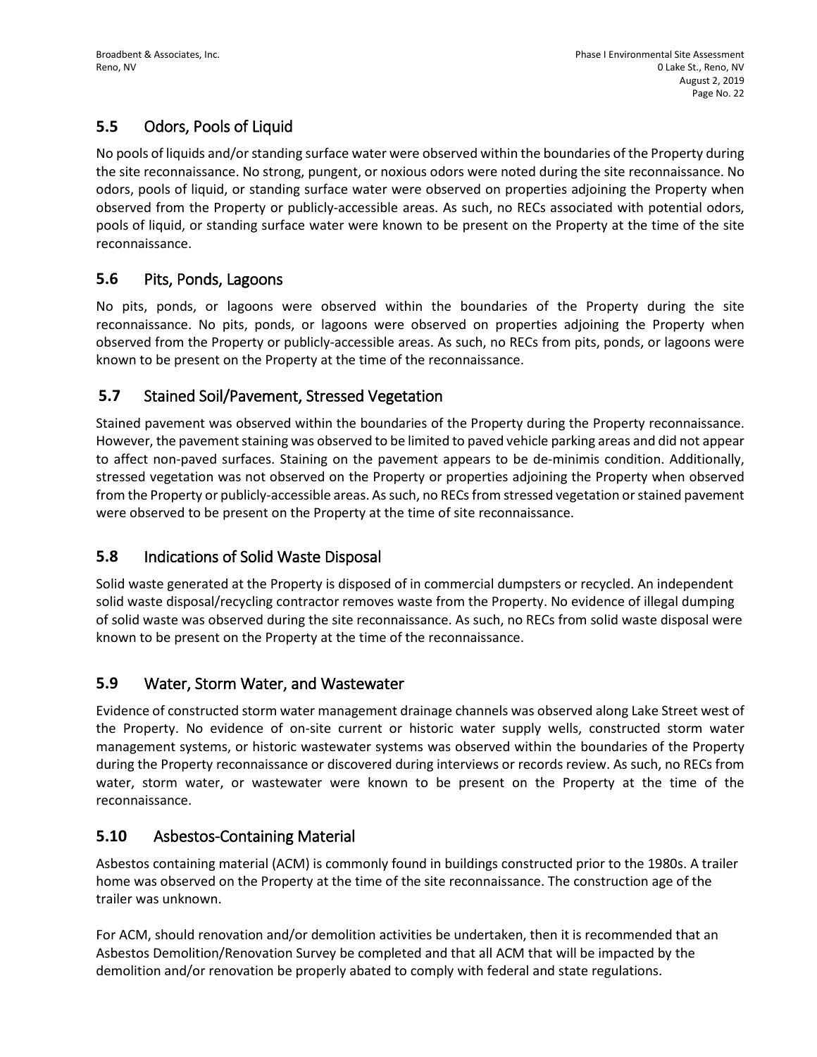## 5.5 Odors, Pools of Liquid

No pools of liquids and/or standing surface water were observed within the boundaries of the Property during the site reconnaissance. No strong, pungent, or noxious odors were noted during the site reconnaissance. No odors, pools of liquid, or standing surface water were observed on properties adjoining the Property when observed from the Property or publicly-accessible areas. As such, no RECs associated with potential odors, pools of liquid, or standing surface water were known to be present on the Property at the time of the site reconnaissance.

## 5.6 Pits, Ponds, Lagoons

No pits, ponds, or lagoons were observed within the boundaries of the Property during the site reconnaissance. No pits, ponds, or lagoons were observed on properties adjoining the Property when observed from the Property or publicly-accessible areas. As such, no RECs from pits, ponds, or lagoons were known to be present on the Property at the time of the reconnaissance.

## 5.7 Stained Soil/Pavement, Stressed Vegetation

Stained pavement was observed within the boundaries of the Property during the Property reconnaissance. However, the pavement staining was observed to be limited to paved vehicle parking areas and did not appear to affect non-paved surfaces. Staining on the pavement appears to be de-minimis condition. Additionally, stressed vegetation was not observed on the Property or properties adjoining the Property when observed from the Property or publicly-accessible areas. As such, no RECs from stressed vegetation or stained pavement were observed to be present on the Property at the time of site reconnaissance.

## 5.8 Indications of Solid Waste Disposal

Solid waste generated at the Property is disposed of in commercial dumpsters or recycled. An independent solid waste disposal/recycling contractor removes waste from the Property. No evidence of illegal dumping of solid waste was observed during the site reconnaissance. As such, no RECs from solid waste disposal were known to be present on the Property at the time of the reconnaissance.

## 5.9 Water, Storm Water, and Wastewater

Evidence of constructed storm water management drainage channels was observed along Lake Street west of the Property. No evidence of on-site current or historic water supply wells, constructed storm water management systems, or historic wastewater systems was observed within the boundaries of the Property during the Property reconnaissance or discovered during interviews or records review. As such, no RECs from water, storm water, or wastewater were known to be present on the Property at the time of the reconnaissance.

## 5.10 Asbestos-Containing Material

Asbestos containing material (ACM) is commonly found in buildings constructed prior to the 1980s. A trailer home was observed on the Property at the time of the site reconnaissance. The construction age of the trailer was unknown.

For ACM, should renovation and/or demolition activities be undertaken, then it is recommended that an Asbestos Demolition/Renovation Survey be completed and that all ACM that will be impacted by the demolition and/or renovation be properly abated to comply with federal and state regulations.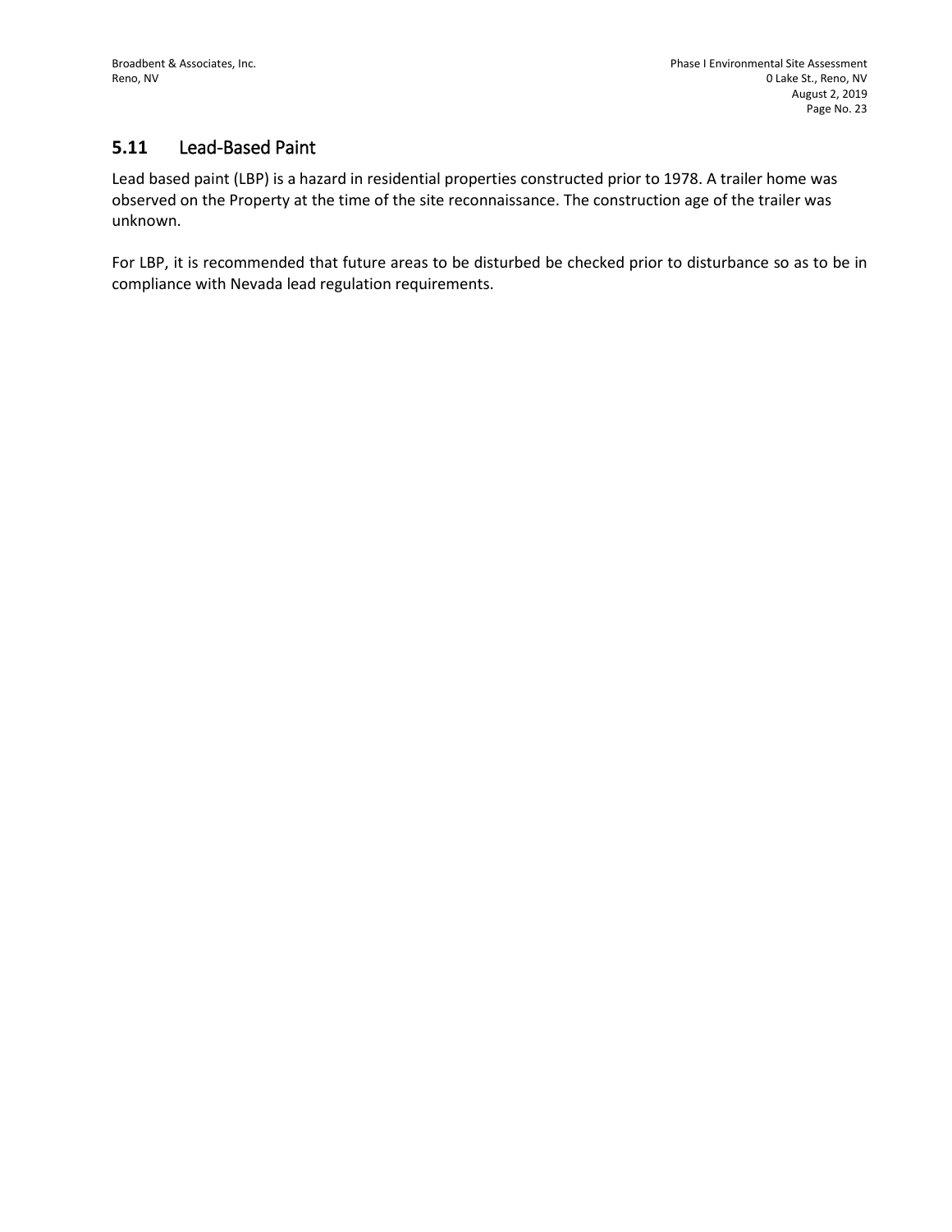### 5.11 Lead-Based Paint

Lead based paint (LBP) is a hazard in residential properties constructed prior to 1978. A trailer home was observed on the Property at the time of the site reconnaissance. The construction age of the trailer was unknown.

For LBP, it is recommended that future areas to be disturbed be checked prior to disturbance so as to be in compliance with Nevada lead regulation requirements.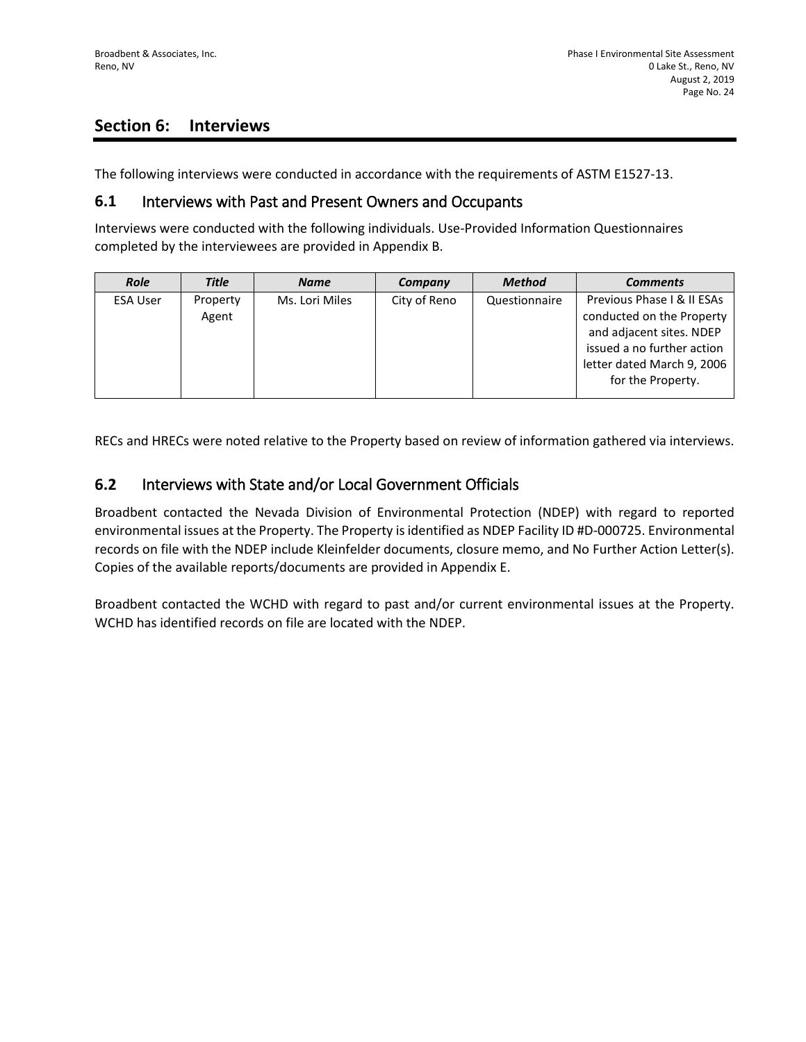# Section 6: Interviews

The following interviews were conducted in accordance with the requirements of ASTM E1527-13.

## 6.1 Interviews with Past and Present Owners and Occupants

Interviews were conducted with the following individuals. Use-Provided Information Questionnaires completed by the interviewees are provided in Appendix B.

| *Role* | *Title* | *Name* | *Company* | *Method* | *Comments* |
|---|---|---|---|---|---|
| ESA User | Property Agent | Ms. Lori Miles | City of Reno | Questionnaire | Previous Phase I & II ESAs conducted on the Property and adjacent sites. NDEP issued a no further action letter dated March 9, 2006 for the Property. |

RECs and HRECs were noted relative to the Property based on review of information gathered via interviews.

## 6.2 Interviews with State and/or Local Government Officials

Broadbent contacted the Nevada Division of Environmental Protection (NDEP) with regard to reported environmental issues at the Property. The Property is identified as NDEP Facility ID #D-000725. Environmental records on file with the NDEP include Kleinfelder documents, closure memo, and No Further Action Letter(s). Copies of the available reports/documents are provided in Appendix E.

Broadbent contacted the WCHD with regard to past and/or current environmental issues at the Property. WCHD has identified records on file are located with the NDEP.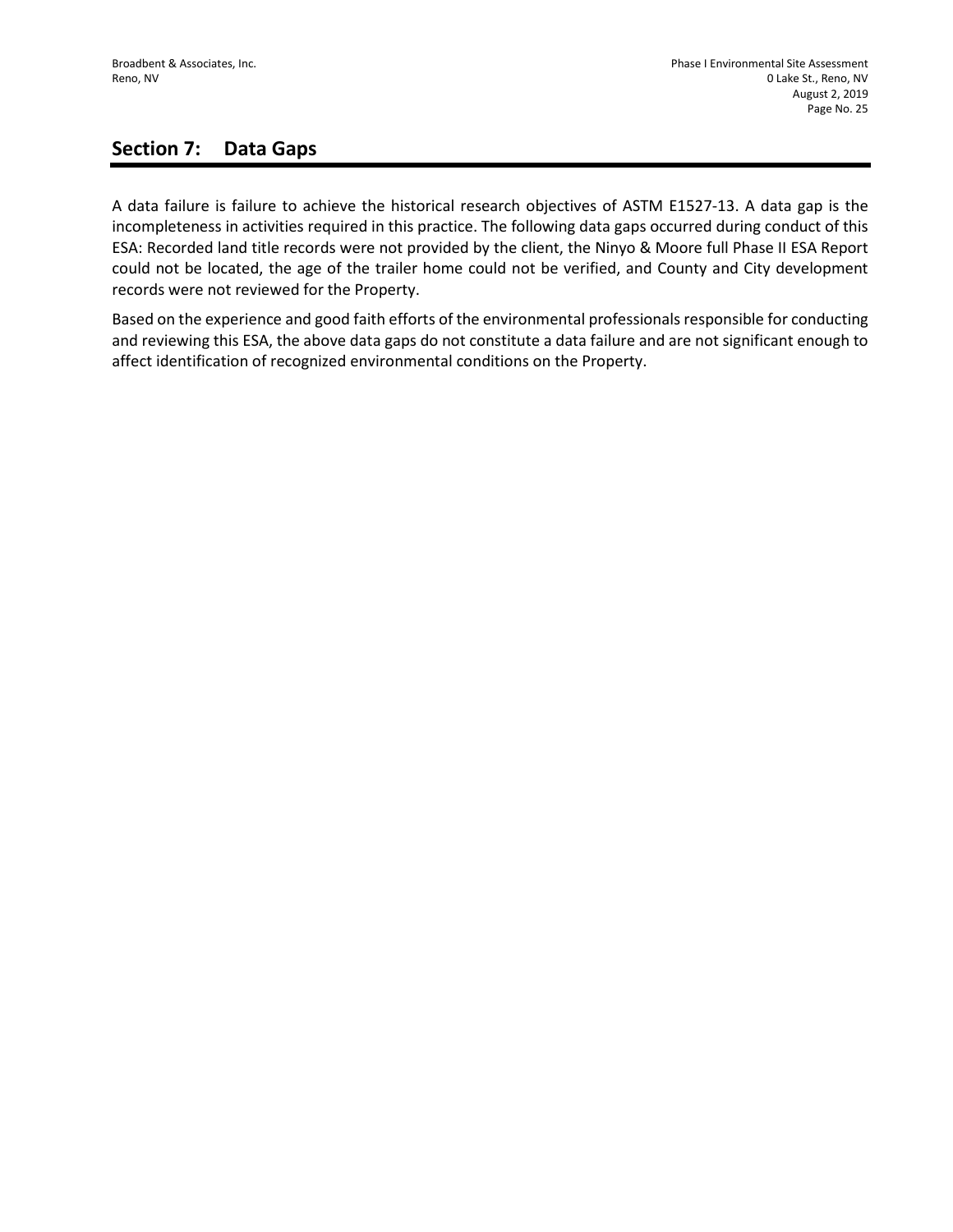## Section 7: Data Gaps

A data failure is failure to achieve the historical research objectives of ASTM E1527-13. A data gap is the incompleteness in activities required in this practice. The following data gaps occurred during conduct of this ESA: Recorded land title records were not provided by the client, the Ninyo & Moore full Phase II ESA Report could not be located, the age of the trailer home could not be verified, and County and City development records were not reviewed for the Property.

Based on the experience and good faith efforts of the environmental professionals responsible for conducting and reviewing this ESA, the above data gaps do not constitute a data failure and are not significant enough to affect identification of recognized environmental conditions on the Property.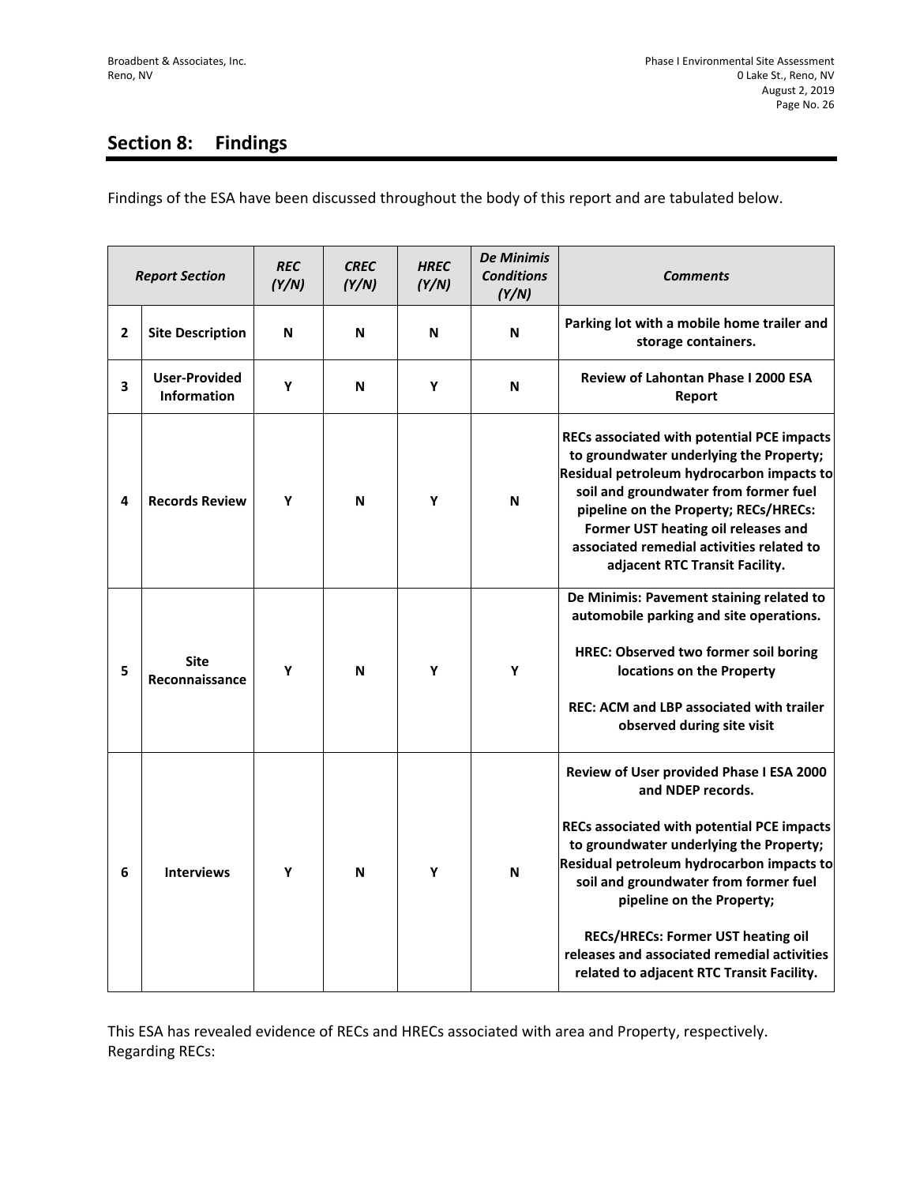## Section 8: Findings

Findings of the ESA have been discussed throughout the body of this report and are tabulated below.

| *Report Section* | | *REC (Y/N)* | *CREC (Y/N)* | *HREC (Y/N)* | *De Minimis Conditions (Y/N)* | *Comments* |
|---|---|---|---|---|---|---|
| **2** | **Site Description** | **N** | **N** | **N** | **N** | **Parking lot with a mobile home trailer and storage containers.** |
| **3** | **User-Provided Information** | **Y** | **N** | **Y** | **N** | **Review of Lahontan Phase I 2000 ESA Report** |
| **4** | **Records Review** | **Y** | **N** | **Y** | **N** | **RECs associated with potential PCE impacts to groundwater underlying the Property; Residual petroleum hydrocarbon impacts to soil and groundwater from former fuel pipeline on the Property; RECs/HRECs: Former UST heating oil releases and associated remedial activities related to adjacent RTC Transit Facility.** |
| **5** | **Site Reconnaissance** | **Y** | **N** | **Y** | **Y** | **De Minimis: Pavement staining related to automobile parking and site operations.** <br><br> **HREC: Observed two former soil boring locations on the Property** <br><br> **REC: ACM and LBP associated with trailer observed during site visit** |
| **6** | **Interviews** | **Y** | **N** | **Y** | **N** | **Review of User provided Phase I ESA 2000 and NDEP records.** <br><br> **RECs associated with potential PCE impacts to groundwater underlying the Property; Residual petroleum hydrocarbon impacts to soil and groundwater from former fuel pipeline on the Property;** <br><br> **RECs/HRECs: Former UST heating oil releases and associated remedial activities related to adjacent RTC Transit Facility.** |

This ESA has revealed evidence of RECs and HRECs associated with area and Property, respectively. Regarding RECs: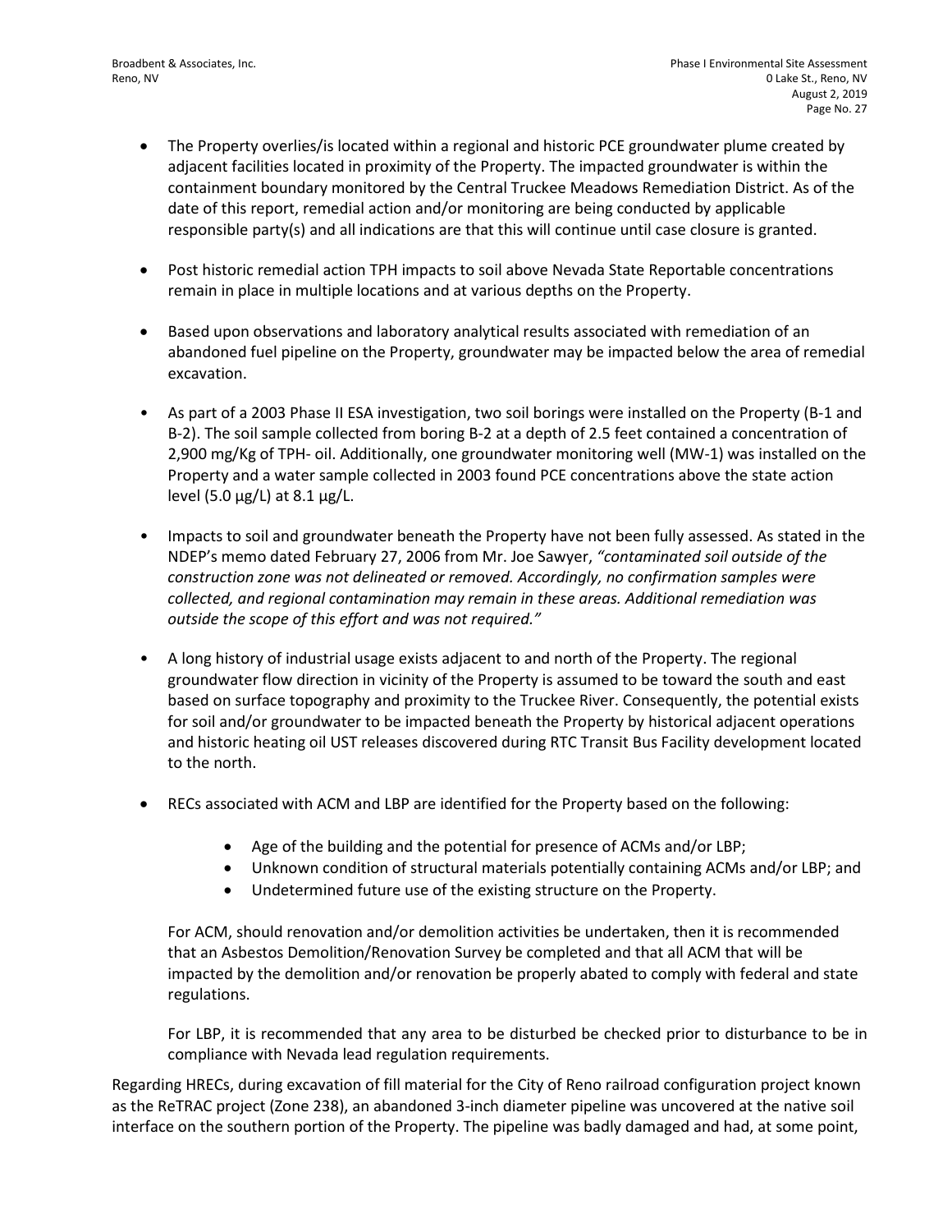- The Property overlies/is located within a regional and historic PCE groundwater plume created by adjacent facilities located in proximity of the Property. The impacted groundwater is within the containment boundary monitored by the Central Truckee Meadows Remediation District. As of the date of this report, remedial action and/or monitoring are being conducted by applicable responsible party(s) and all indications are that this will continue until case closure is granted.

- Post historic remedial action TPH impacts to soil above Nevada State Reportable concentrations remain in place in multiple locations and at various depths on the Property.

- Based upon observations and laboratory analytical results associated with remediation of an abandoned fuel pipeline on the Property, groundwater may be impacted below the area of remedial excavation.

- As part of a 2003 Phase II ESA investigation, two soil borings were installed on the Property (B-1 and B-2). The soil sample collected from boring B-2 at a depth of 2.5 feet contained a concentration of 2,900 mg/Kg of TPH- oil. Additionally, one groundwater monitoring well (MW-1) was installed on the Property and a water sample collected in 2003 found PCE concentrations above the state action level (5.0 µg/L) at 8.1 µg/L.

- Impacts to soil and groundwater beneath the Property have not been fully assessed. As stated in the NDEP's memo dated February 27, 2006 from Mr. Joe Sawyer, *"contaminated soil outside of the construction zone was not delineated or removed. Accordingly, no confirmation samples were collected, and regional contamination may remain in these areas. Additional remediation was outside the scope of this effort and was not required."*

- A long history of industrial usage exists adjacent to and north of the Property. The regional groundwater flow direction in vicinity of the Property is assumed to be toward the south and east based on surface topography and proximity to the Truckee River. Consequently, the potential exists for soil and/or groundwater to be impacted beneath the Property by historical adjacent operations and historic heating oil UST releases discovered during RTC Transit Bus Facility development located to the north.

- RECs associated with ACM and LBP are identified for the Property based on the following:

    - Age of the building and the potential for presence of ACMs and/or LBP;
    - Unknown condition of structural materials potentially containing ACMs and/or LBP; and
    - Undetermined future use of the existing structure on the Property.

  For ACM, should renovation and/or demolition activities be undertaken, then it is recommended that an Asbestos Demolition/Renovation Survey be completed and that all ACM that will be impacted by the demolition and/or renovation be properly abated to comply with federal and state regulations.

  For LBP, it is recommended that any area to be disturbed be checked prior to disturbance to be in compliance with Nevada lead regulation requirements.

Regarding HRECs, during excavation of fill material for the City of Reno railroad configuration project known as the ReTRAC project (Zone 238), an abandoned 3-inch diameter pipeline was uncovered at the native soil interface on the southern portion of the Property. The pipeline was badly damaged and had, at some point,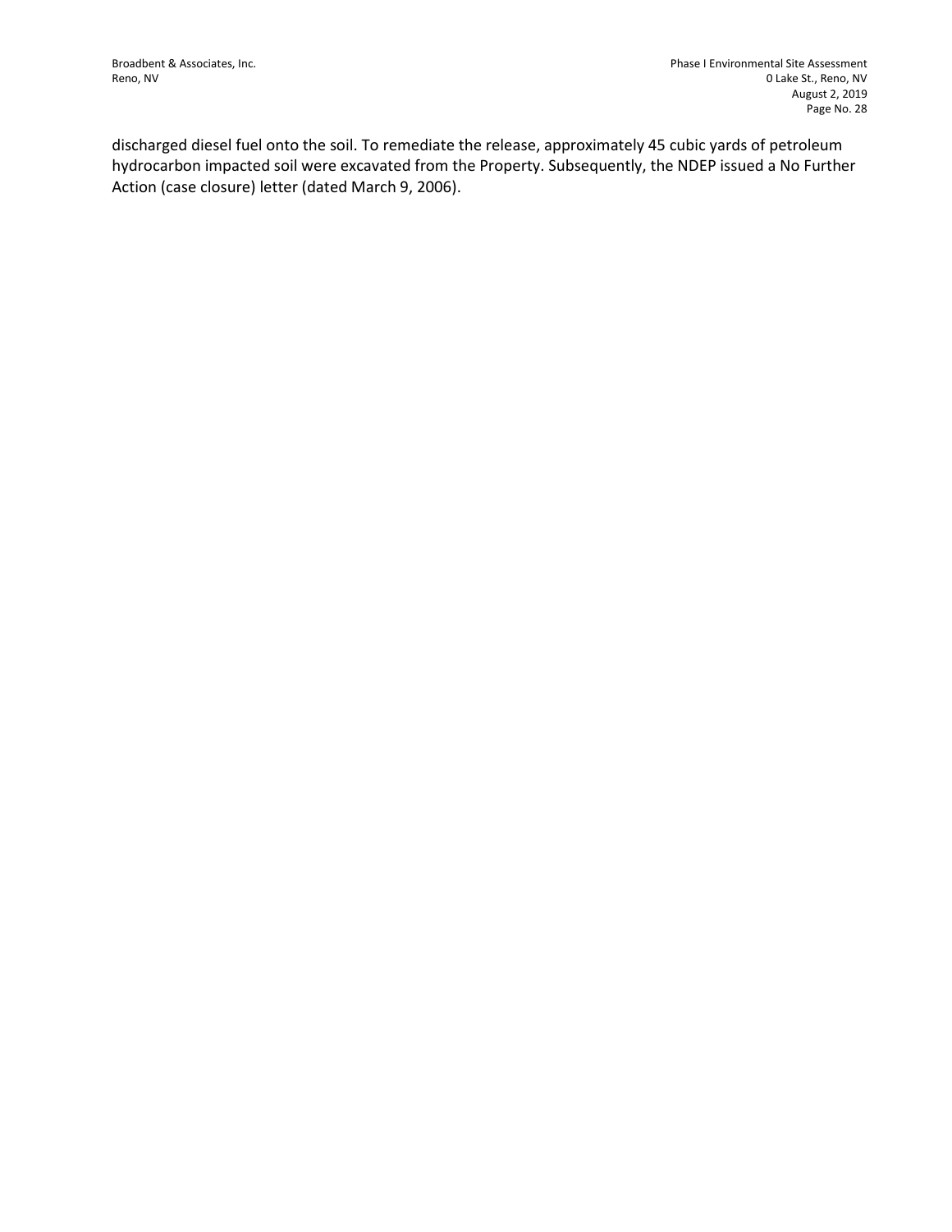discharged diesel fuel onto the soil. To remediate the release, approximately 45 cubic yards of petroleum hydrocarbon impacted soil were excavated from the Property. Subsequently, the NDEP issued a No Further Action (case closure) letter (dated March 9, 2006).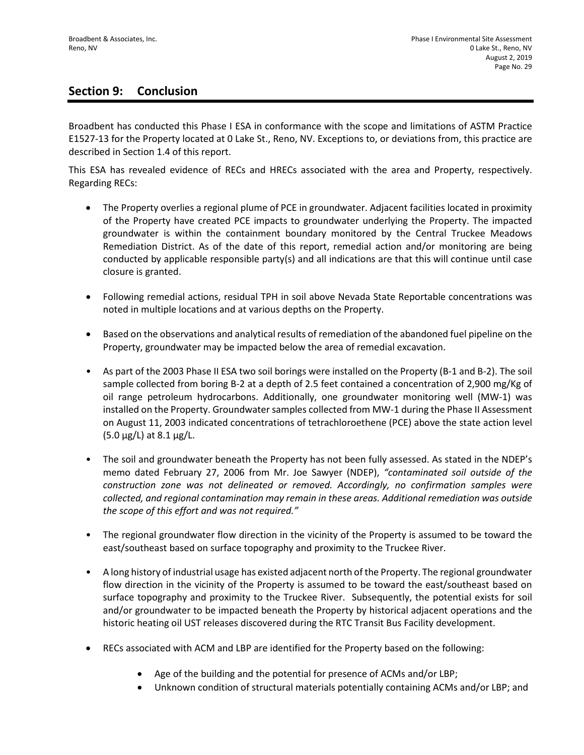## Section 9: Conclusion

Broadbent has conducted this Phase I ESA in conformance with the scope and limitations of ASTM Practice E1527-13 for the Property located at 0 Lake St., Reno, NV. Exceptions to, or deviations from, this practice are described in Section 1.4 of this report.

This ESA has revealed evidence of RECs and HRECs associated with the area and Property, respectively. Regarding RECs:

- The Property overlies a regional plume of PCE in groundwater. Adjacent facilities located in proximity of the Property have created PCE impacts to groundwater underlying the Property. The impacted groundwater is within the containment boundary monitored by the Central Truckee Meadows Remediation District. As of the date of this report, remedial action and/or monitoring are being conducted by applicable responsible party(s) and all indications are that this will continue until case closure is granted.

- Following remedial actions, residual TPH in soil above Nevada State Reportable concentrations was noted in multiple locations and at various depths on the Property.

- Based on the observations and analytical results of remediation of the abandoned fuel pipeline on the Property, groundwater may be impacted below the area of remedial excavation.

- As part of the 2003 Phase II ESA two soil borings were installed on the Property (B-1 and B-2). The soil sample collected from boring B-2 at a depth of 2.5 feet contained a concentration of 2,900 mg/Kg of oil range petroleum hydrocarbons. Additionally, one groundwater monitoring well (MW-1) was installed on the Property. Groundwater samples collected from MW-1 during the Phase II Assessment on August 11, 2003 indicated concentrations of tetrachloroethene (PCE) above the state action level (5.0 µg/L) at 8.1 µg/L.

- The soil and groundwater beneath the Property has not been fully assessed. As stated in the NDEP's memo dated February 27, 2006 from Mr. Joe Sawyer (NDEP), *"contaminated soil outside of the construction zone was not delineated or removed. Accordingly, no confirmation samples were collected, and regional contamination may remain in these areas. Additional remediation was outside the scope of this effort and was not required."*

- The regional groundwater flow direction in the vicinity of the Property is assumed to be toward the east/southeast based on surface topography and proximity to the Truckee River.

- A long history of industrial usage has existed adjacent north of the Property. The regional groundwater flow direction in the vicinity of the Property is assumed to be toward the east/southeast based on surface topography and proximity to the Truckee River. Subsequently, the potential exists for soil and/or groundwater to be impacted beneath the Property by historical adjacent operations and the historic heating oil UST releases discovered during the RTC Transit Bus Facility development.

- RECs associated with ACM and LBP are identified for the Property based on the following:
  - Age of the building and the potential for presence of ACMs and/or LBP;
  - Unknown condition of structural materials potentially containing ACMs and/or LBP; and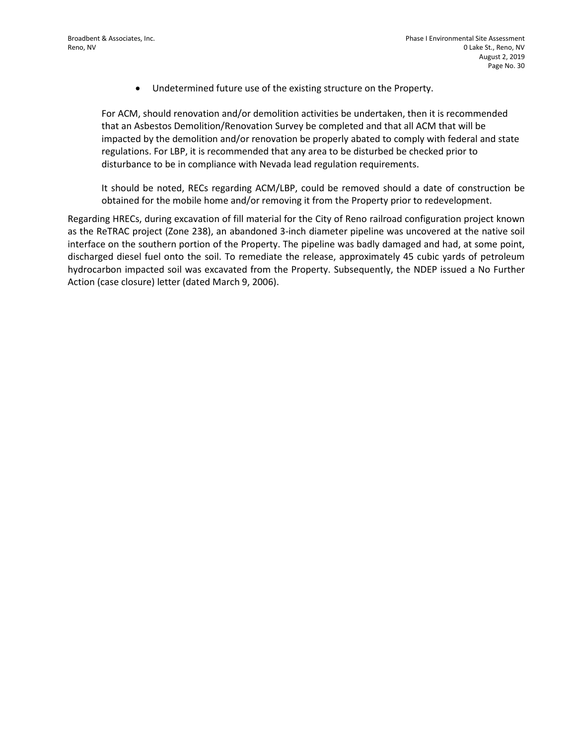- Undetermined future use of the existing structure on the Property.

For ACM, should renovation and/or demolition activities be undertaken, then it is recommended that an Asbestos Demolition/Renovation Survey be completed and that all ACM that will be impacted by the demolition and/or renovation be properly abated to comply with federal and state regulations. For LBP, it is recommended that any area to be disturbed be checked prior to disturbance to be in compliance with Nevada lead regulation requirements.

It should be noted, RECs regarding ACM/LBP, could be removed should a date of construction be obtained for the mobile home and/or removing it from the Property prior to redevelopment.

Regarding HRECs, during excavation of fill material for the City of Reno railroad configuration project known as the ReTRAC project (Zone 238), an abandoned 3-inch diameter pipeline was uncovered at the native soil interface on the southern portion of the Property. The pipeline was badly damaged and had, at some point, discharged diesel fuel onto the soil. To remediate the release, approximately 45 cubic yards of petroleum hydrocarbon impacted soil was excavated from the Property. Subsequently, the NDEP issued a No Further Action (case closure) letter (dated March 9, 2006).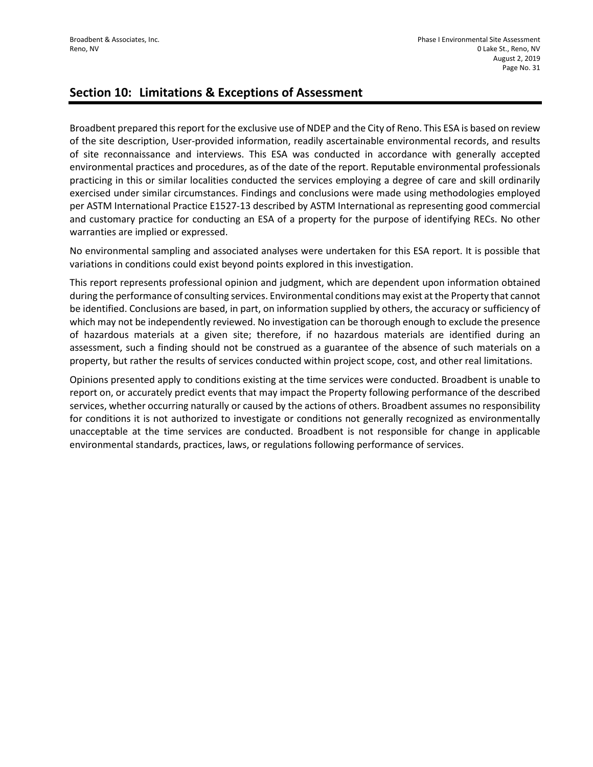## Section 10: Limitations & Exceptions of Assessment

Broadbent prepared this report for the exclusive use of NDEP and the City of Reno. This ESA is based on review of the site description, User-provided information, readily ascertainable environmental records, and results of site reconnaissance and interviews. This ESA was conducted in accordance with generally accepted environmental practices and procedures, as of the date of the report. Reputable environmental professionals practicing in this or similar localities conducted the services employing a degree of care and skill ordinarily exercised under similar circumstances. Findings and conclusions were made using methodologies employed per ASTM International Practice E1527-13 described by ASTM International as representing good commercial and customary practice for conducting an ESA of a property for the purpose of identifying RECs. No other warranties are implied or expressed.

No environmental sampling and associated analyses were undertaken for this ESA report. It is possible that variations in conditions could exist beyond points explored in this investigation.

This report represents professional opinion and judgment, which are dependent upon information obtained during the performance of consulting services. Environmental conditions may exist at the Property that cannot be identified. Conclusions are based, in part, on information supplied by others, the accuracy or sufficiency of which may not be independently reviewed. No investigation can be thorough enough to exclude the presence of hazardous materials at a given site; therefore, if no hazardous materials are identified during an assessment, such a finding should not be construed as a guarantee of the absence of such materials on a property, but rather the results of services conducted within project scope, cost, and other real limitations.

Opinions presented apply to conditions existing at the time services were conducted. Broadbent is unable to report on, or accurately predict events that may impact the Property following performance of the described services, whether occurring naturally or caused by the actions of others. Broadbent assumes no responsibility for conditions it is not authorized to investigate or conditions not generally recognized as environmentally unacceptable at the time services are conducted. Broadbent is not responsible for change in applicable environmental standards, practices, laws, or regulations following performance of services.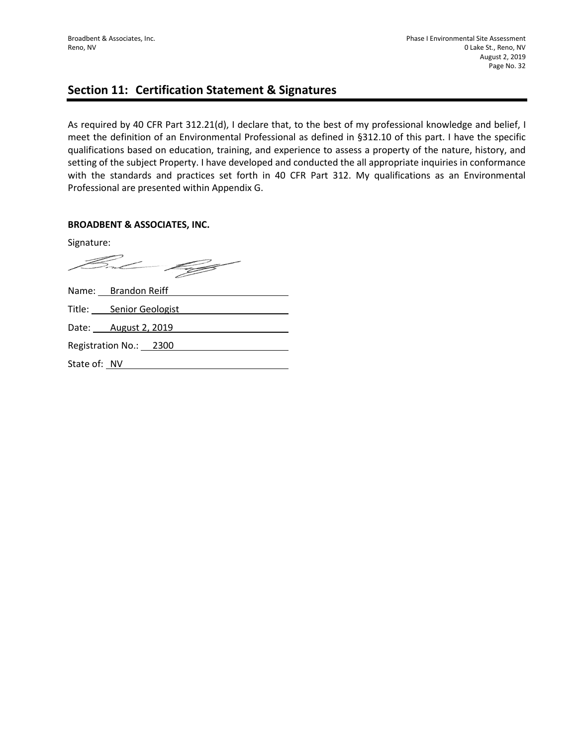## Section 11: Certification Statement & Signatures

As required by 40 CFR Part 312.21(d), I declare that, to the best of my professional knowledge and belief, I meet the definition of an Environmental Professional as defined in §312.10 of this part. I have the specific qualifications based on education, training, and experience to assess a property of the nature, history, and setting of the subject Property. I have developed and conducted the all appropriate inquiries in conformance with the standards and practices set forth in 40 CFR Part 312. My qualifications as an Environmental Professional are presented within Appendix G.

**BROADBENT & ASSOCIATES, INC.**

Signature:

Name: Brandon Reiff

Title: Senior Geologist

Date: August 2, 2019

Registration No.: 2300

State of: NV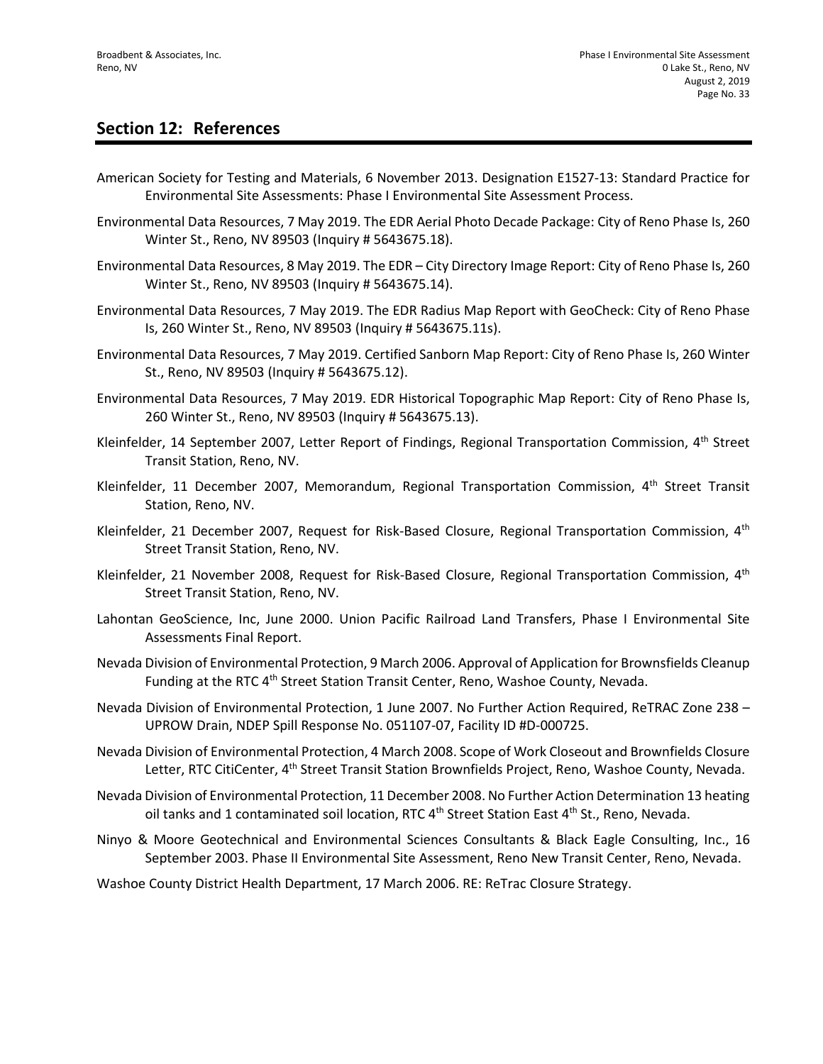## Section 12: References

American Society for Testing and Materials, 6 November 2013. Designation E1527-13: Standard Practice for Environmental Site Assessments: Phase I Environmental Site Assessment Process.

Environmental Data Resources, 7 May 2019. The EDR Aerial Photo Decade Package: City of Reno Phase Is, 260 Winter St., Reno, NV 89503 (Inquiry # 5643675.18).

Environmental Data Resources, 8 May 2019. The EDR – City Directory Image Report: City of Reno Phase Is, 260 Winter St., Reno, NV 89503 (Inquiry # 5643675.14).

Environmental Data Resources, 7 May 2019. The EDR Radius Map Report with GeoCheck: City of Reno Phase Is, 260 Winter St., Reno, NV 89503 (Inquiry # 5643675.11s).

Environmental Data Resources, 7 May 2019. Certified Sanborn Map Report: City of Reno Phase Is, 260 Winter St., Reno, NV 89503 (Inquiry # 5643675.12).

Environmental Data Resources, 7 May 2019. EDR Historical Topographic Map Report: City of Reno Phase Is, 260 Winter St., Reno, NV 89503 (Inquiry # 5643675.13).

Kleinfelder, 14 September 2007, Letter Report of Findings, Regional Transportation Commission, 4th Street Transit Station, Reno, NV.

Kleinfelder, 11 December 2007, Memorandum, Regional Transportation Commission, 4th Street Transit Station, Reno, NV.

Kleinfelder, 21 December 2007, Request for Risk-Based Closure, Regional Transportation Commission, 4th Street Transit Station, Reno, NV.

Kleinfelder, 21 November 2008, Request for Risk-Based Closure, Regional Transportation Commission, 4th Street Transit Station, Reno, NV.

Lahontan GeoScience, Inc, June 2000. Union Pacific Railroad Land Transfers, Phase I Environmental Site Assessments Final Report.

Nevada Division of Environmental Protection, 9 March 2006. Approval of Application for Brownsfields Cleanup Funding at the RTC 4th Street Station Transit Center, Reno, Washoe County, Nevada.

Nevada Division of Environmental Protection, 1 June 2007. No Further Action Required, ReTRAC Zone 238 – UPROW Drain, NDEP Spill Response No. 051107-07, Facility ID #D-000725.

Nevada Division of Environmental Protection, 4 March 2008. Scope of Work Closeout and Brownfields Closure Letter, RTC CitiCenter, 4th Street Transit Station Brownfields Project, Reno, Washoe County, Nevada.

Nevada Division of Environmental Protection, 11 December 2008. No Further Action Determination 13 heating oil tanks and 1 contaminated soil location, RTC 4th Street Station East 4th St., Reno, Nevada.

Ninyo & Moore Geotechnical and Environmental Sciences Consultants & Black Eagle Consulting, Inc., 16 September 2003. Phase II Environmental Site Assessment, Reno New Transit Center, Reno, Nevada.

Washoe County District Health Department, 17 March 2006. RE: ReTrac Closure Strategy.